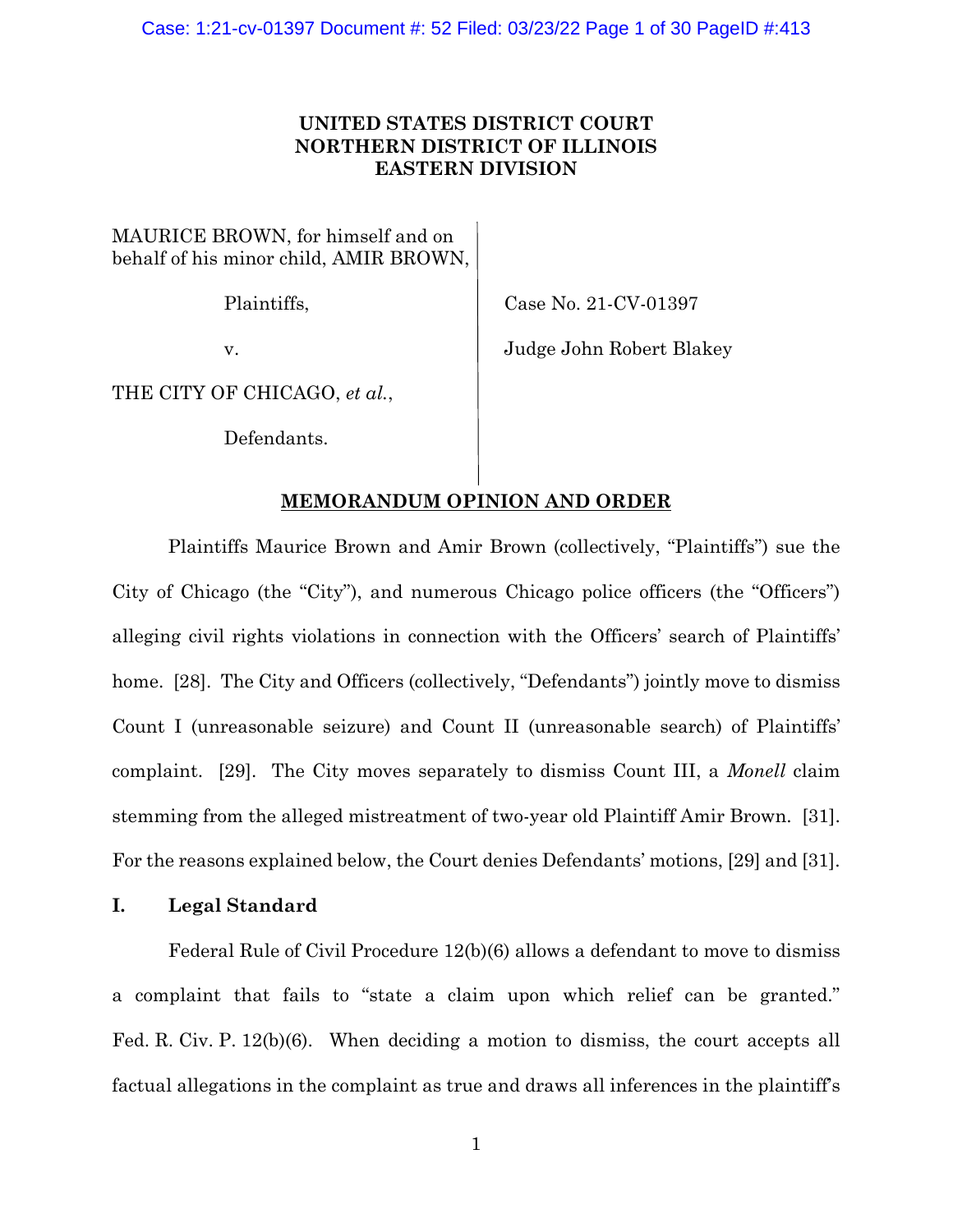**UNITED STATES DISTRICT COURT**
**NORTHERN DISTRICT OF ILLINOIS**
**EASTERN DIVISION**

| | |
|---|---|
| MAURICE BROWN, for himself and on behalf of his minor child, AMIR BROWN, | |
| Plaintiffs, | Case No. 21-CV-01397 |
| v. | Judge John Robert Blakey |
| THE CITY OF CHICAGO, *et al.*, | |
| Defendants. | |

**MEMORANDUM OPINION AND ORDER**

Plaintiffs Maurice Brown and Amir Brown (collectively, "Plaintiffs") sue the City of Chicago (the "City"), and numerous Chicago police officers (the "Officers") alleging civil rights violations in connection with the Officers' search of Plaintiffs' home. [28]. The City and Officers (collectively, "Defendants") jointly move to dismiss Count I (unreasonable seizure) and Count II (unreasonable search) of Plaintiffs' complaint. [29]. The City moves separately to dismiss Count III, a *Monell* claim stemming from the alleged mistreatment of two-year old Plaintiff Amir Brown. [31]. For the reasons explained below, the Court denies Defendants' motions, [29] and [31].

## I. Legal Standard

Federal Rule of Civil Procedure 12(b)(6) allows a defendant to move to dismiss a complaint that fails to "state a claim upon which relief can be granted." Fed. R. Civ. P. 12(b)(6). When deciding a motion to dismiss, the court accepts all factual allegations in the complaint as true and draws all inferences in the plaintiff's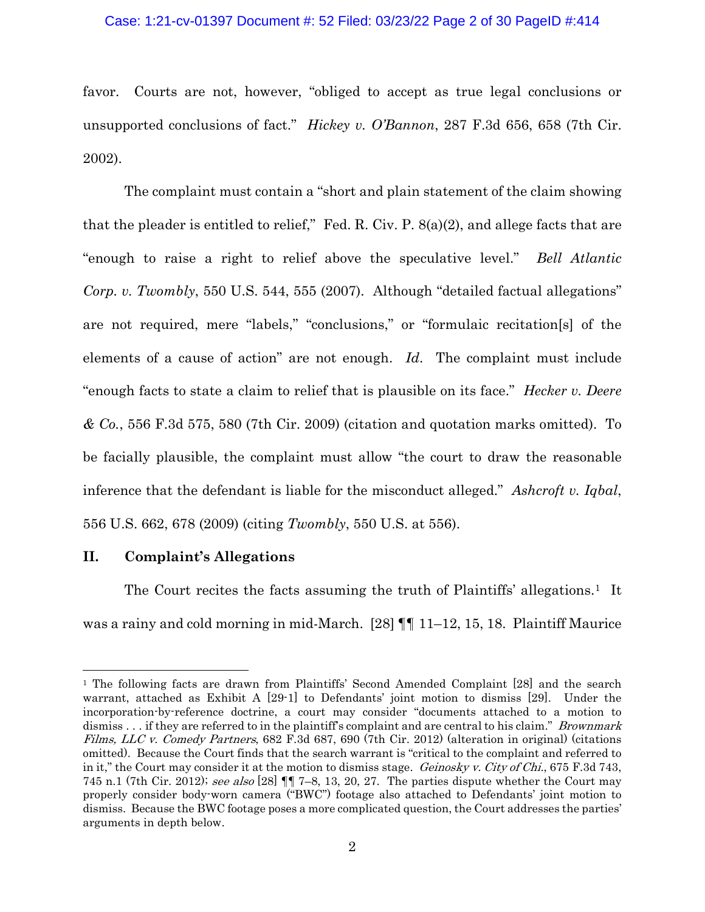favor. Courts are not, however, "obliged to accept as true legal conclusions or unsupported conclusions of fact." *Hickey v. O'Bannon*, 287 F.3d 656, 658 (7th Cir. 2002).

The complaint must contain a "short and plain statement of the claim showing that the pleader is entitled to relief," Fed. R. Civ. P. 8(a)(2), and allege facts that are "enough to raise a right to relief above the speculative level." *Bell Atlantic Corp. v. Twombly*, 550 U.S. 544, 555 (2007). Although "detailed factual allegations" are not required, mere "labels," "conclusions," or "formulaic recitation[s] of the elements of a cause of action" are not enough. *Id.* The complaint must include "enough facts to state a claim to relief that is plausible on its face." *Hecker v. Deere & Co.*, 556 F.3d 575, 580 (7th Cir. 2009) (citation and quotation marks omitted). To be facially plausible, the complaint must allow "the court to draw the reasonable inference that the defendant is liable for the misconduct alleged." *Ashcroft v. Iqbal*, 556 U.S. 662, 678 (2009) (citing *Twombly*, 550 U.S. at 556).

## II. Complaint's Allegations

The Court recites the facts assuming the truth of Plaintiffs' allegations.[1] It was a rainy and cold morning in mid-March. [28] ¶¶ 11–12, 15, 18. Plaintiff Maurice

---

[1] The following facts are drawn from Plaintiffs' Second Amended Complaint [28] and the search warrant, attached as Exhibit A [29-1] to Defendants' joint motion to dismiss [29]. Under the incorporation-by-reference doctrine, a court may consider "documents attached to a motion to dismiss . . . if they are referred to in the plaintiff's complaint and are central to his claim." *Brownmark Films, LLC v. Comedy Partners*, 682 F.3d 687, 690 (7th Cir. 2012) (alteration in original) (citations omitted). Because the Court finds that the search warrant is "critical to the complaint and referred to in it," the Court may consider it at the motion to dismiss stage. *Geinosky v. City of Chi.*, 675 F.3d 743, 745 n.1 (7th Cir. 2012); *see also* [28] ¶¶ 7–8, 13, 20, 27. The parties dispute whether the Court may properly consider body-worn camera ("BWC") footage also attached to Defendants' joint motion to dismiss. Because the BWC footage poses a more complicated question, the Court addresses the parties' arguments in depth below.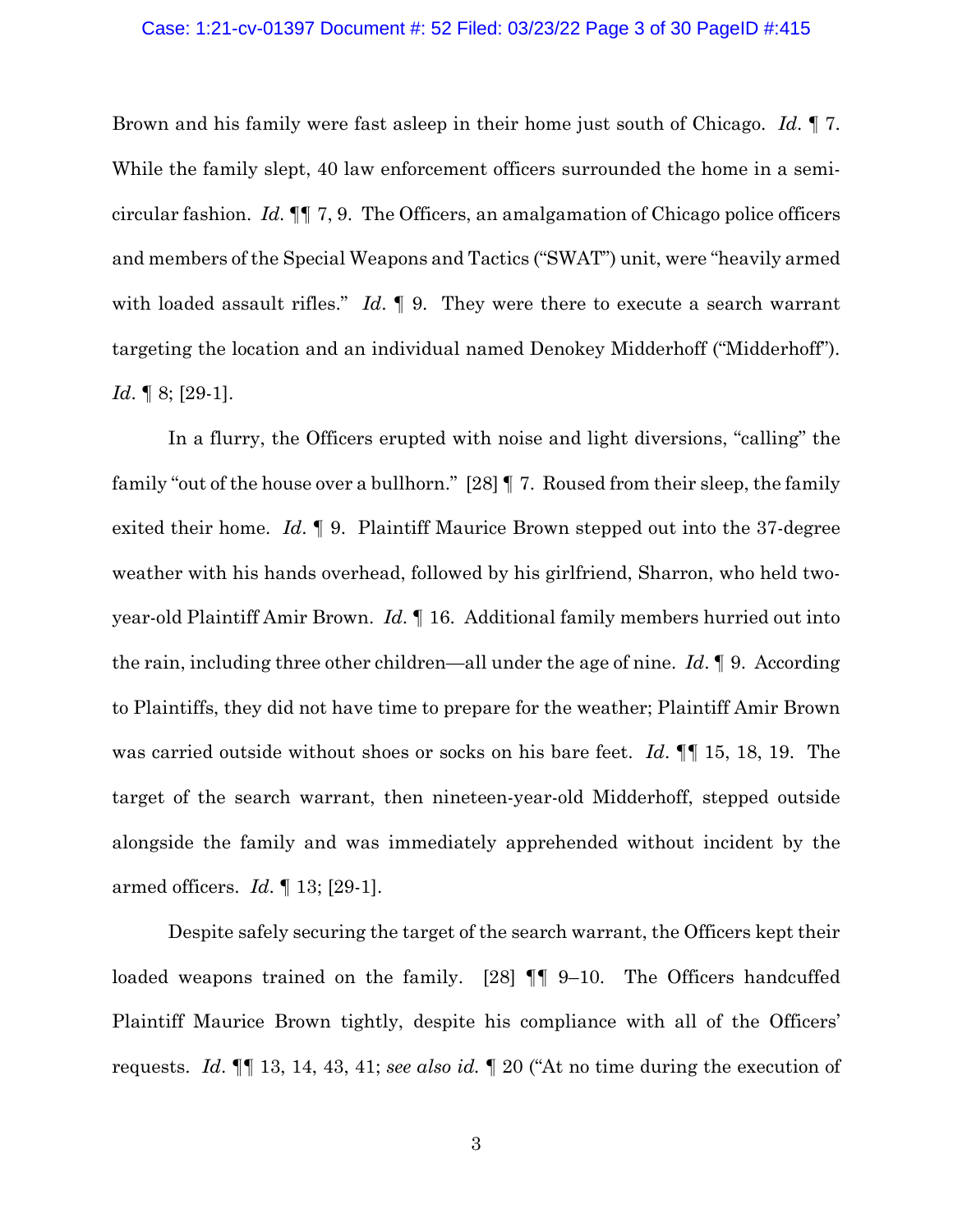Brown and his family were fast asleep in their home just south of Chicago. *Id.* ¶ 7. While the family slept, 40 law enforcement officers surrounded the home in a semi-circular fashion. *Id.* ¶¶ 7, 9. The Officers, an amalgamation of Chicago police officers and members of the Special Weapons and Tactics ("SWAT") unit, were "heavily armed with loaded assault rifles." *Id.* ¶ 9. They were there to execute a search warrant targeting the location and an individual named Denokey Midderhoff ("Midderhoff"). *Id.* ¶ 8; [29-1].

In a flurry, the Officers erupted with noise and light diversions, "calling" the family "out of the house over a bullhorn." [28] ¶ 7. Roused from their sleep, the family exited their home. *Id.* ¶ 9. Plaintiff Maurice Brown stepped out into the 37-degree weather with his hands overhead, followed by his girlfriend, Sharron, who held two-year-old Plaintiff Amir Brown. *Id.* ¶ 16. Additional family members hurried out into the rain, including three other children—all under the age of nine. *Id.* ¶ 9. According to Plaintiffs, they did not have time to prepare for the weather; Plaintiff Amir Brown was carried outside without shoes or socks on his bare feet. *Id.* ¶¶ 15, 18, 19. The target of the search warrant, then nineteen-year-old Midderhoff, stepped outside alongside the family and was immediately apprehended without incident by the armed officers. *Id.* ¶ 13; [29-1].

Despite safely securing the target of the search warrant, the Officers kept their loaded weapons trained on the family. [28] ¶¶ 9–10. The Officers handcuffed Plaintiff Maurice Brown tightly, despite his compliance with all of the Officers' requests. *Id.* ¶¶ 13, 14, 43, 41; *see also id.* ¶ 20 ("At no time during the execution of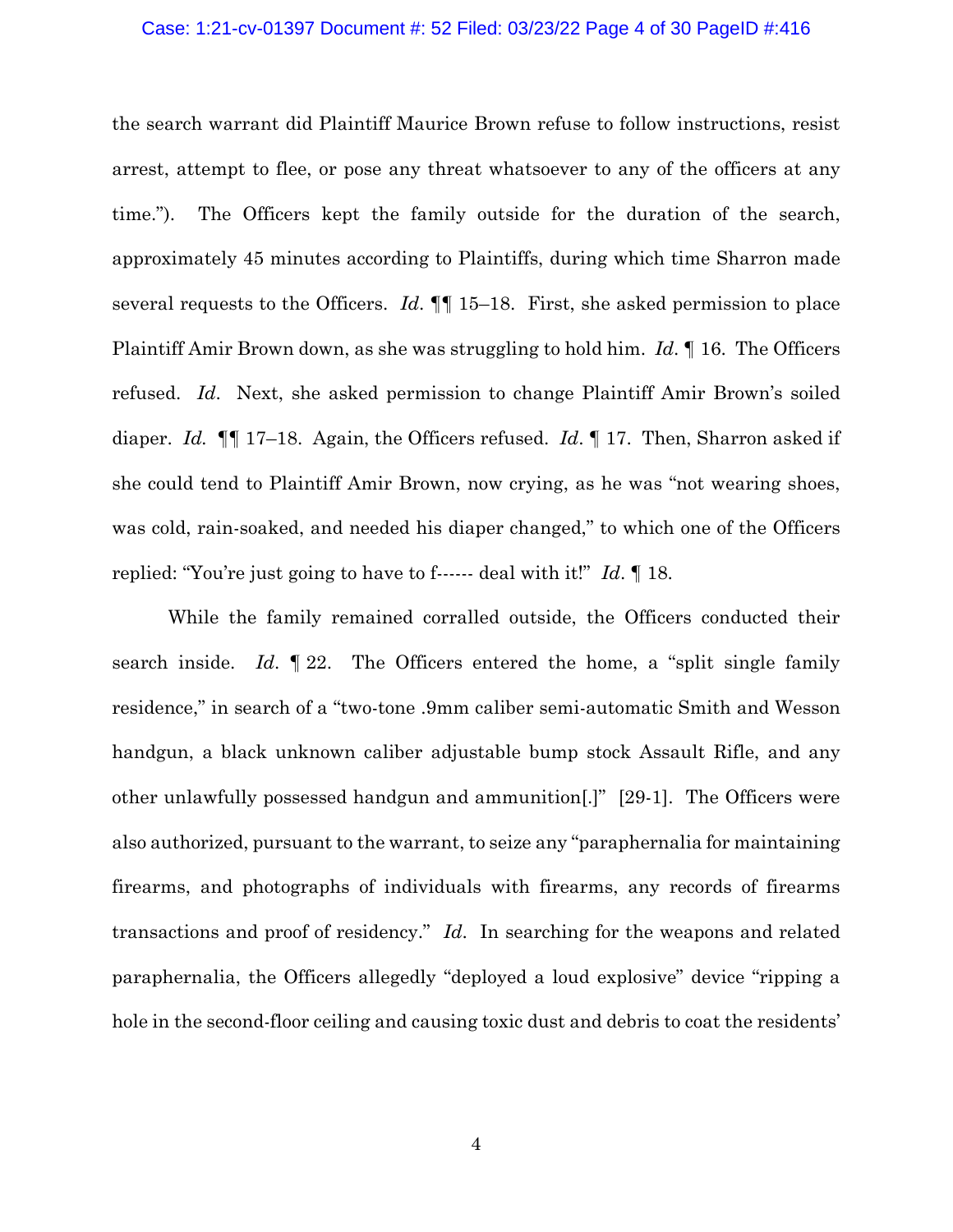the search warrant did Plaintiff Maurice Brown refuse to follow instructions, resist arrest, attempt to flee, or pose any threat whatsoever to any of the officers at any time."). The Officers kept the family outside for the duration of the search, approximately 45 minutes according to Plaintiffs, during which time Sharron made several requests to the Officers. *Id*. ¶¶ 15–18. First, she asked permission to place Plaintiff Amir Brown down, as she was struggling to hold him. *Id*. ¶ 16. The Officers refused. *Id*. Next, she asked permission to change Plaintiff Amir Brown's soiled diaper. *Id.* ¶¶ 17–18. Again, the Officers refused. *Id*. ¶ 17. Then, Sharron asked if she could tend to Plaintiff Amir Brown, now crying, as he was "not wearing shoes, was cold, rain-soaked, and needed his diaper changed," to which one of the Officers replied: "You're just going to have to f------ deal with it!" *Id*. ¶ 18.

While the family remained corralled outside, the Officers conducted their search inside. *Id*. ¶ 22. The Officers entered the home, a "split single family residence," in search of a "two-tone .9mm caliber semi-automatic Smith and Wesson handgun, a black unknown caliber adjustable bump stock Assault Rifle, and any other unlawfully possessed handgun and ammunition[.]" [29-1]. The Officers were also authorized, pursuant to the warrant, to seize any "paraphernalia for maintaining firearms, and photographs of individuals with firearms, any records of firearms transactions and proof of residency." *Id*. In searching for the weapons and related paraphernalia, the Officers allegedly "deployed a loud explosive" device "ripping a hole in the second-floor ceiling and causing toxic dust and debris to coat the residents'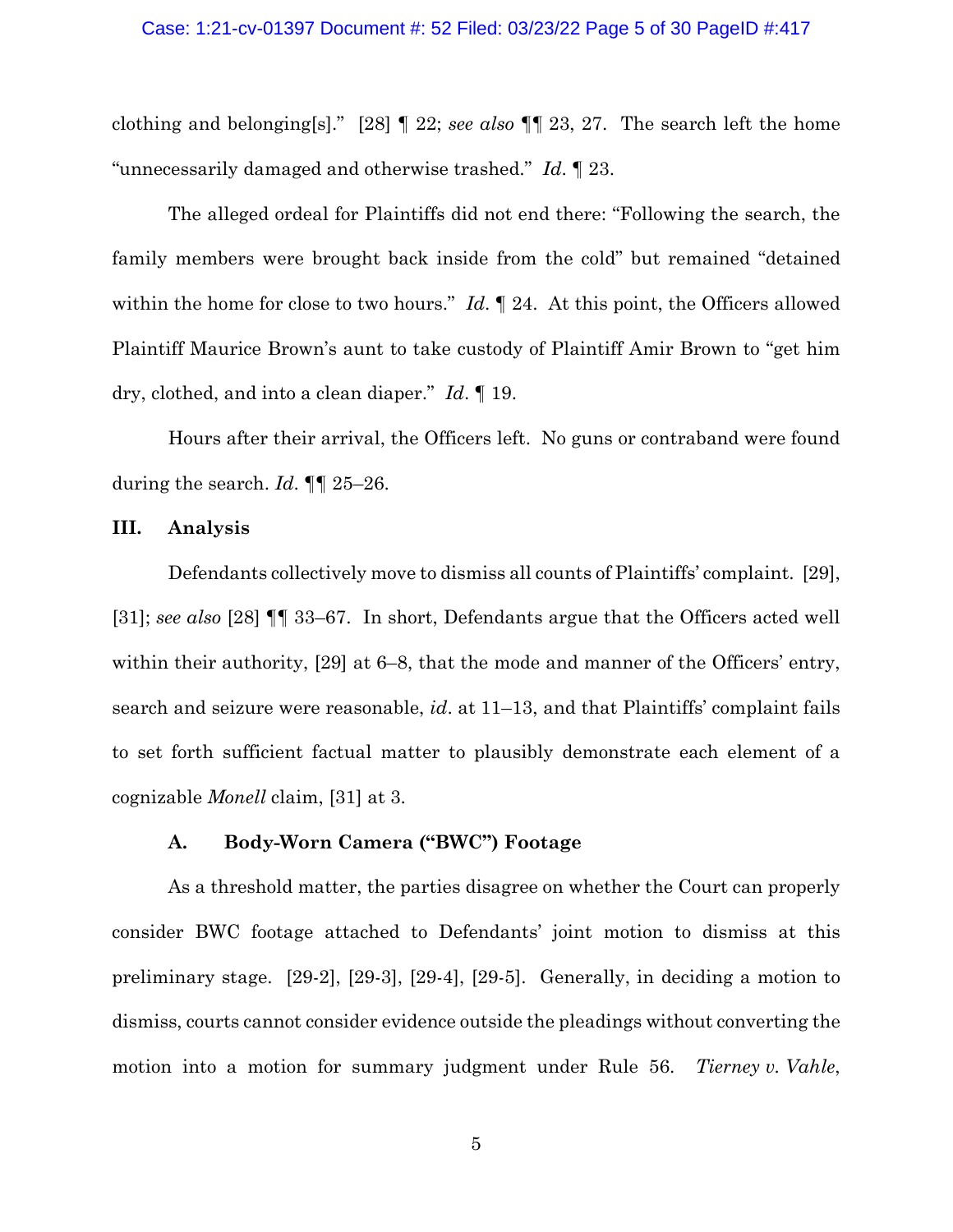clothing and belonging[s]." [28] ¶ 22; *see also* ¶¶ 23, 27. The search left the home "unnecessarily damaged and otherwise trashed." *Id*. ¶ 23.

The alleged ordeal for Plaintiffs did not end there: "Following the search, the family members were brought back inside from the cold" but remained "detained within the home for close to two hours." *Id*. ¶ 24. At this point, the Officers allowed Plaintiff Maurice Brown's aunt to take custody of Plaintiff Amir Brown to "get him dry, clothed, and into a clean diaper." *Id*. ¶ 19.

Hours after their arrival, the Officers left. No guns or contraband were found during the search. *Id*. ¶¶ 25–26.

## III. Analysis

Defendants collectively move to dismiss all counts of Plaintiffs' complaint. [29], [31]; *see also* [28] ¶¶ 33–67. In short, Defendants argue that the Officers acted well within their authority, [29] at 6–8, that the mode and manner of the Officers' entry, search and seizure were reasonable, *id*. at 11–13, and that Plaintiffs' complaint fails to set forth sufficient factual matter to plausibly demonstrate each element of a cognizable *Monell* claim, [31] at 3.

### A. Body-Worn Camera ("BWC") Footage

As a threshold matter, the parties disagree on whether the Court can properly consider BWC footage attached to Defendants' joint motion to dismiss at this preliminary stage. [29-2], [29-3], [29-4], [29-5]. Generally, in deciding a motion to dismiss, courts cannot consider evidence outside the pleadings without converting the motion into a motion for summary judgment under Rule 56. *Tierney v. Vahle*,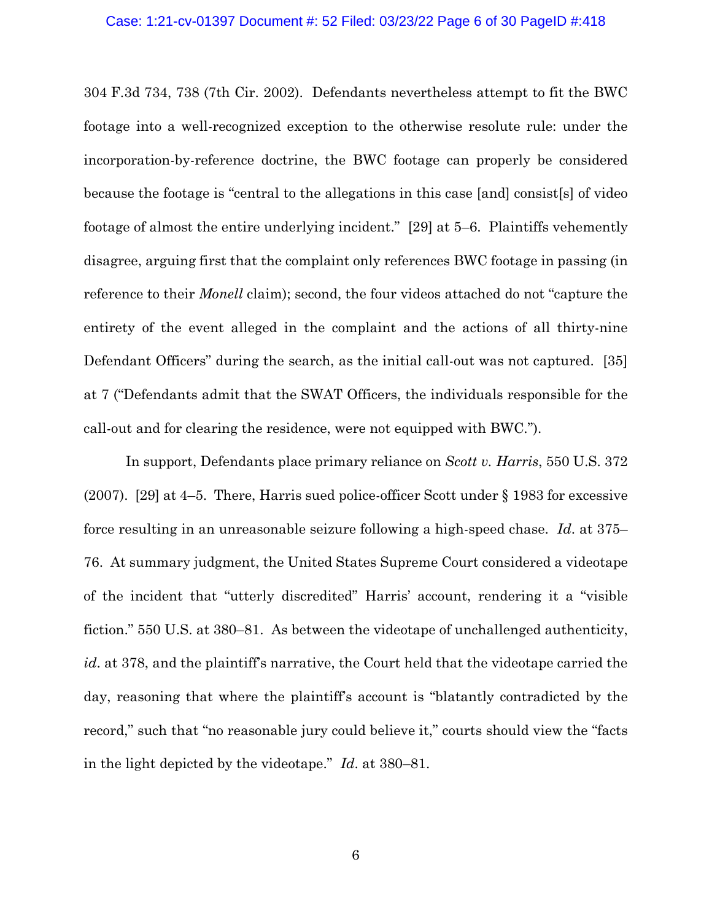304 F.3d 734, 738 (7th Cir. 2002). Defendants nevertheless attempt to fit the BWC footage into a well-recognized exception to the otherwise resolute rule: under the incorporation-by-reference doctrine, the BWC footage can properly be considered because the footage is "central to the allegations in this case [and] consist[s] of video footage of almost the entire underlying incident." [29] at 5–6. Plaintiffs vehemently disagree, arguing first that the complaint only references BWC footage in passing (in reference to their *Monell* claim); second, the four videos attached do not "capture the entirety of the event alleged in the complaint and the actions of all thirty-nine Defendant Officers" during the search, as the initial call-out was not captured. [35] at 7 ("Defendants admit that the SWAT Officers, the individuals responsible for the call-out and for clearing the residence, were not equipped with BWC.").

In support, Defendants place primary reliance on *Scott v. Harris*, 550 U.S. 372 (2007). [29] at 4–5. There, Harris sued police-officer Scott under § 1983 for excessive force resulting in an unreasonable seizure following a high-speed chase. *Id*. at 375–76. At summary judgment, the United States Supreme Court considered a videotape of the incident that "utterly discredited" Harris' account, rendering it a "visible fiction." 550 U.S. at 380–81. As between the videotape of unchallenged authenticity, *id*. at 378, and the plaintiff's narrative, the Court held that the videotape carried the day, reasoning that where the plaintiff's account is "blatantly contradicted by the record," such that "no reasonable jury could believe it," courts should view the "facts in the light depicted by the videotape." *Id*. at 380–81.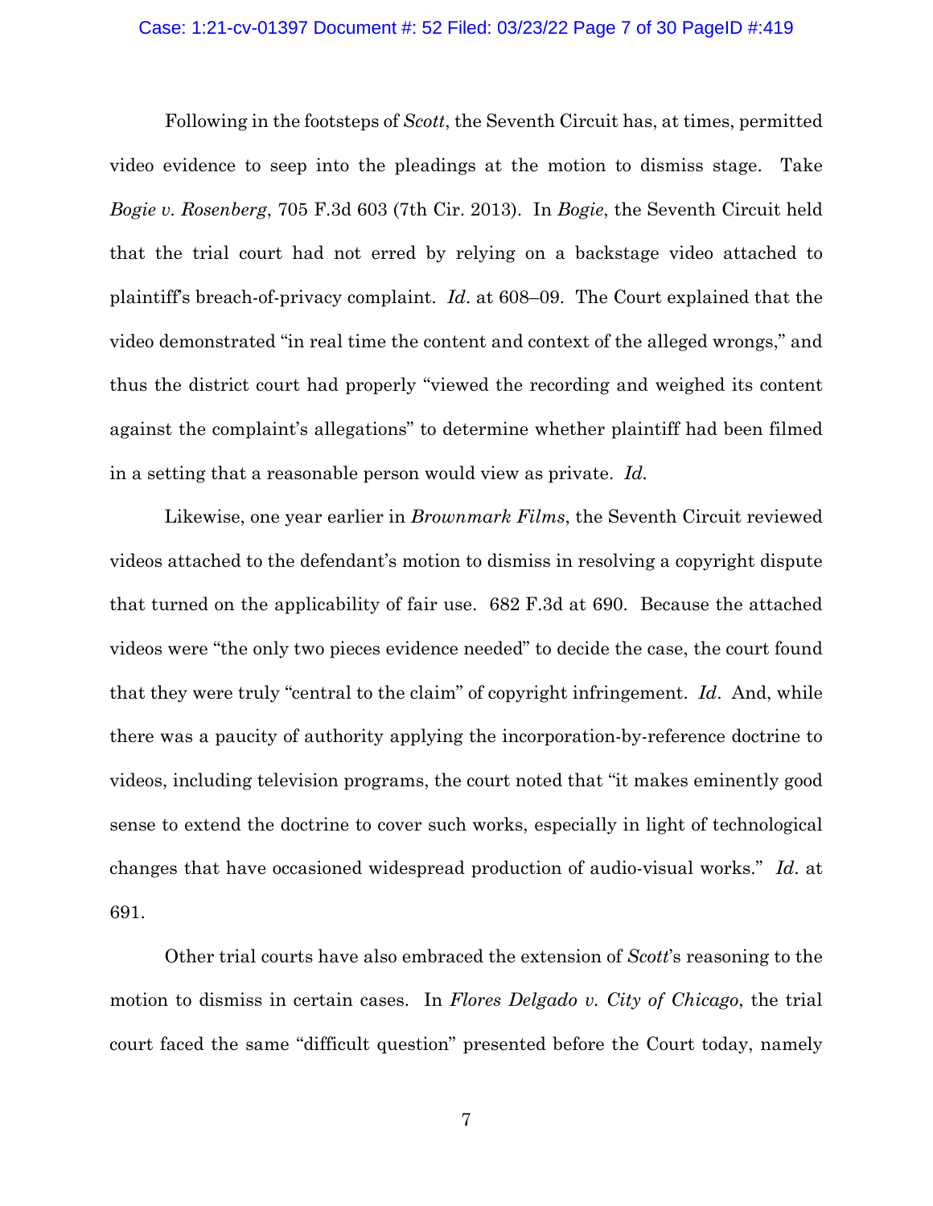Following in the footsteps of *Scott*, the Seventh Circuit has, at times, permitted video evidence to seep into the pleadings at the motion to dismiss stage. Take *Bogie v. Rosenberg*, 705 F.3d 603 (7th Cir. 2013). In *Bogie*, the Seventh Circuit held that the trial court had not erred by relying on a backstage video attached to plaintiff's breach-of-privacy complaint. *Id*. at 608–09. The Court explained that the video demonstrated "in real time the content and context of the alleged wrongs," and thus the district court had properly "viewed the recording and weighed its content against the complaint's allegations" to determine whether plaintiff had been filmed in a setting that a reasonable person would view as private. *Id.*

Likewise, one year earlier in *Brownmark Films*, the Seventh Circuit reviewed videos attached to the defendant's motion to dismiss in resolving a copyright dispute that turned on the applicability of fair use. 682 F.3d at 690. Because the attached videos were "the only two pieces evidence needed" to decide the case, the court found that they were truly "central to the claim" of copyright infringement. *Id*. And, while there was a paucity of authority applying the incorporation-by-reference doctrine to videos, including television programs, the court noted that "it makes eminently good sense to extend the doctrine to cover such works, especially in light of technological changes that have occasioned widespread production of audio-visual works." *Id*. at 691.

Other trial courts have also embraced the extension of *Scott*'s reasoning to the motion to dismiss in certain cases. In *Flores Delgado v. City of Chicago*, the trial court faced the same "difficult question" presented before the Court today, namely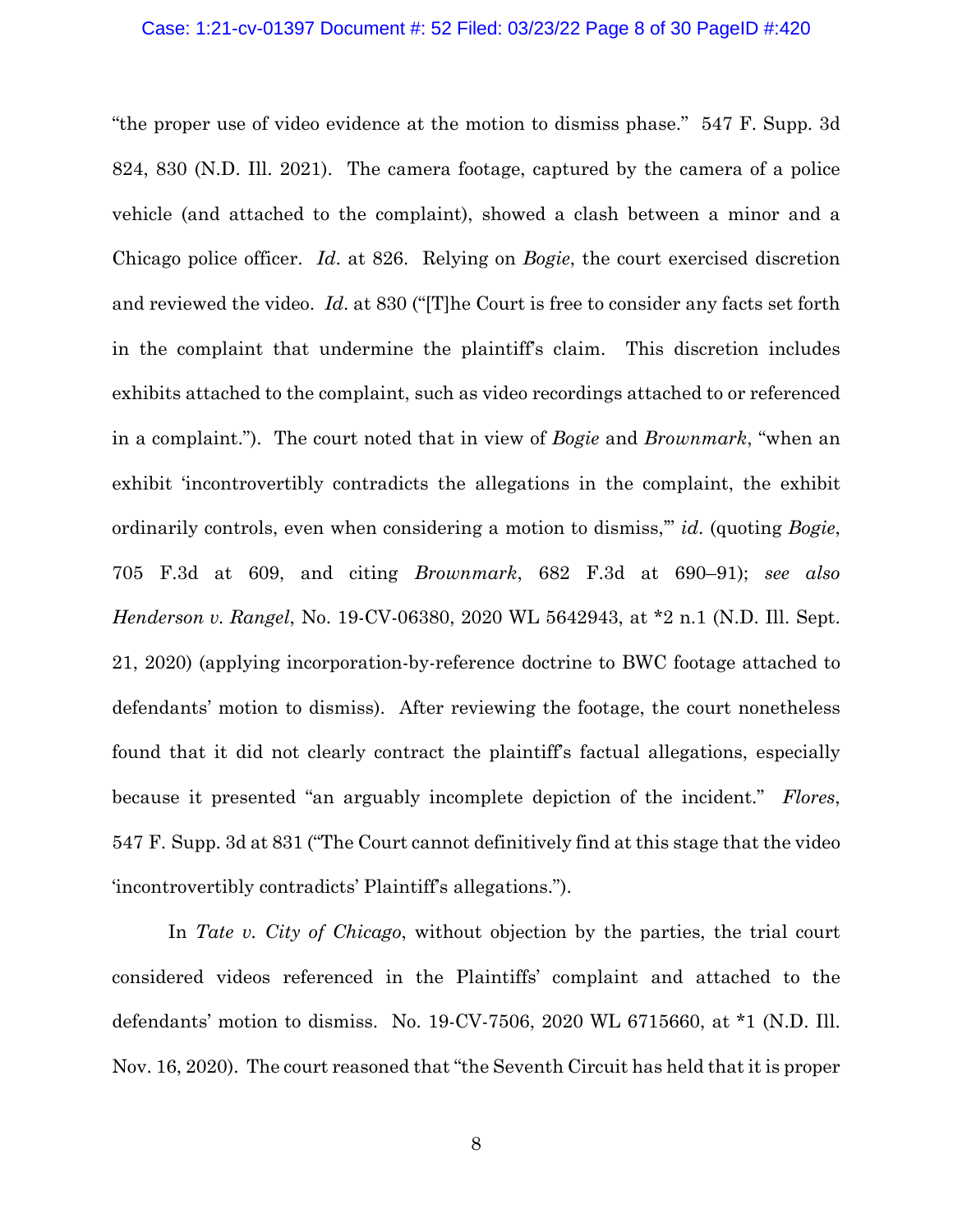"the proper use of video evidence at the motion to dismiss phase." 547 F. Supp. 3d 824, 830 (N.D. Ill. 2021). The camera footage, captured by the camera of a police vehicle (and attached to the complaint), showed a clash between a minor and a Chicago police officer. *Id*. at 826. Relying on *Bogie*, the court exercised discretion and reviewed the video. *Id*. at 830 ("[T]he Court is free to consider any facts set forth in the complaint that undermine the plaintiff's claim. This discretion includes exhibits attached to the complaint, such as video recordings attached to or referenced in a complaint."). The court noted that in view of *Bogie* and *Brownmark*, "when an exhibit 'incontrovertibly contradicts the allegations in the complaint, the exhibit ordinarily controls, even when considering a motion to dismiss,'" *id*. (quoting *Bogie*, 705 F.3d at 609, and citing *Brownmark*, 682 F.3d at 690–91); *see also Henderson v. Rangel*, No. 19-CV-06380, 2020 WL 5642943, at *2 n.1 (N.D. Ill. Sept. 21, 2020) (applying incorporation-by-reference doctrine to BWC footage attached to defendants' motion to dismiss). After reviewing the footage, the court nonetheless found that it did not clearly contract the plaintiff's factual allegations, especially because it presented "an arguably incomplete depiction of the incident." *Flores*, 547 F. Supp. 3d at 831 ("The Court cannot definitively find at this stage that the video 'incontrovertibly contradicts' Plaintiff's allegations.").

In *Tate v. City of Chicago*, without objection by the parties, the trial court considered videos referenced in the Plaintiffs' complaint and attached to the defendants' motion to dismiss. No. 19-CV-7506, 2020 WL 6715660, at *1 (N.D. Ill. Nov. 16, 2020). The court reasoned that "the Seventh Circuit has held that it is proper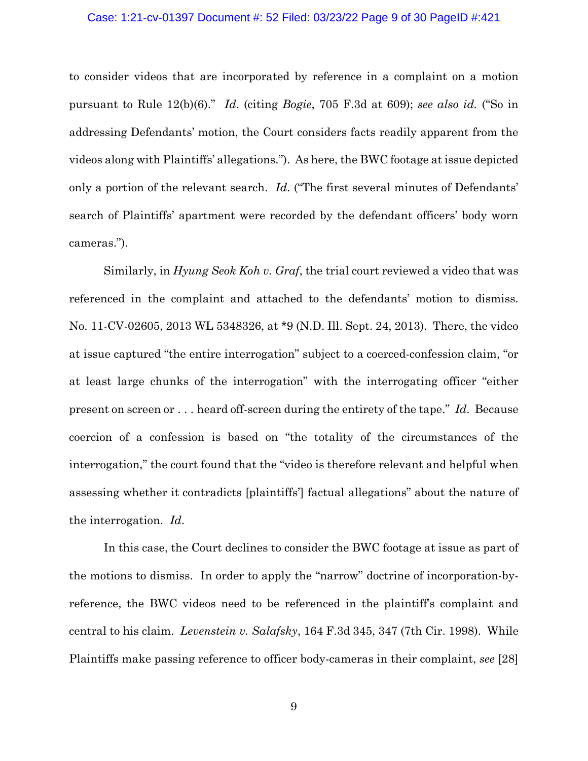to consider videos that are incorporated by reference in a complaint on a motion pursuant to Rule 12(b)(6)." *Id*. (citing *Bogie*, 705 F.3d at 609); *see also id.* ("So in addressing Defendants' motion, the Court considers facts readily apparent from the videos along with Plaintiffs' allegations."). As here, the BWC footage at issue depicted only a portion of the relevant search. *Id*. ("The first several minutes of Defendants' search of Plaintiffs' apartment were recorded by the defendant officers' body worn cameras.").

Similarly, in *Hyung Seok Koh v. Graf*, the trial court reviewed a video that was referenced in the complaint and attached to the defendants' motion to dismiss. No. 11-CV-02605, 2013 WL 5348326, at *9 (N.D. Ill. Sept. 24, 2013). There, the video at issue captured "the entire interrogation" subject to a coerced-confession claim, "or at least large chunks of the interrogation" with the interrogating officer "either present on screen or . . . heard off-screen during the entirety of the tape." *Id*. Because coercion of a confession is based on "the totality of the circumstances of the interrogation," the court found that the "video is therefore relevant and helpful when assessing whether it contradicts [plaintiffs'] factual allegations" about the nature of the interrogation. *Id*.

In this case, the Court declines to consider the BWC footage at issue as part of the motions to dismiss. In order to apply the "narrow" doctrine of incorporation-by-reference, the BWC videos need to be referenced in the plaintiff's complaint and central to his claim. *Levenstein v. Salafsky*, 164 F.3d 345, 347 (7th Cir. 1998). While Plaintiffs make passing reference to officer body-cameras in their complaint, *see* [28]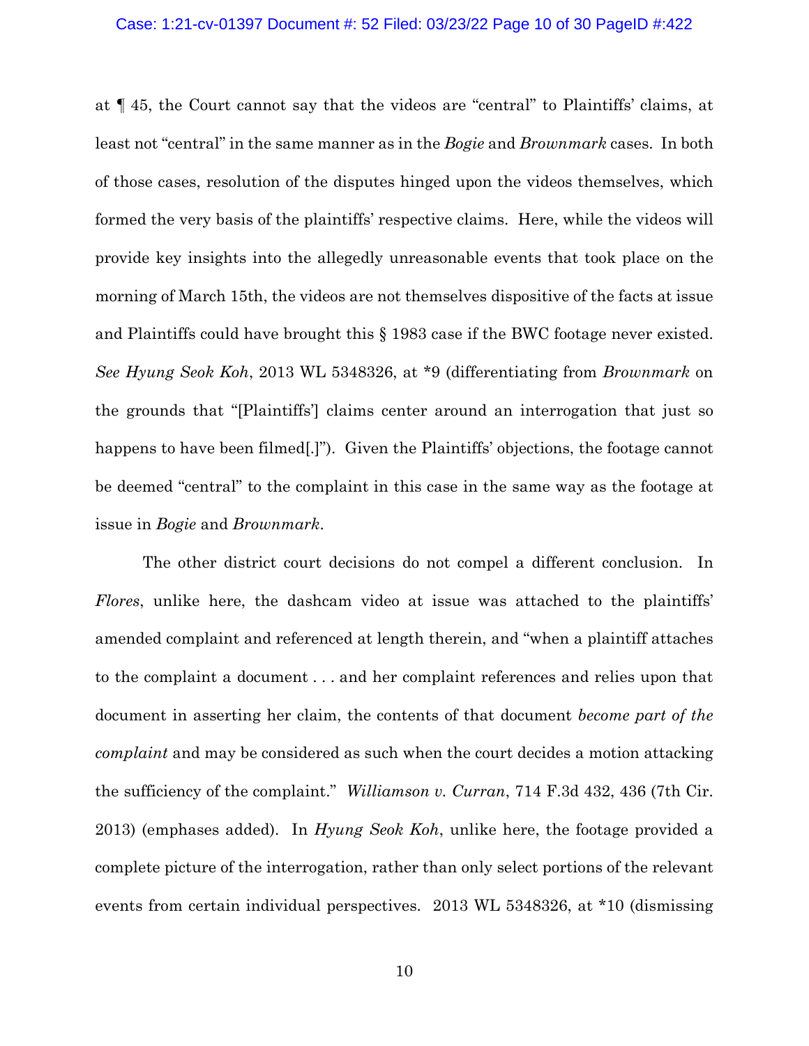at ¶ 45, the Court cannot say that the videos are "central" to Plaintiffs' claims, at least not "central" in the same manner as in the *Bogie* and *Brownmark* cases. In both of those cases, resolution of the disputes hinged upon the videos themselves, which formed the very basis of the plaintiffs' respective claims. Here, while the videos will provide key insights into the allegedly unreasonable events that took place on the morning of March 15th, the videos are not themselves dispositive of the facts at issue and Plaintiffs could have brought this § 1983 case if the BWC footage never existed. *See Hyung Seok Koh*, 2013 WL 5348326, at *9 (differentiating from *Brownmark* on the grounds that "[Plaintiffs'] claims center around an interrogation that just so happens to have been filmed[.]"). Given the Plaintiffs' objections, the footage cannot be deemed "central" to the complaint in this case in the same way as the footage at issue in *Bogie* and *Brownmark*.

The other district court decisions do not compel a different conclusion. In *Flores*, unlike here, the dashcam video at issue was attached to the plaintiffs' amended complaint and referenced at length therein, and "when a plaintiff attaches to the complaint a document . . . and her complaint references and relies upon that document in asserting her claim, the contents of that document *become part of the complaint* and may be considered as such when the court decides a motion attacking the sufficiency of the complaint." *Williamson v. Curran*, 714 F.3d 432, 436 (7th Cir. 2013) (emphases added). In *Hyung Seok Koh*, unlike here, the footage provided a complete picture of the interrogation, rather than only select portions of the relevant events from certain individual perspectives. 2013 WL 5348326, at *10 (dismissing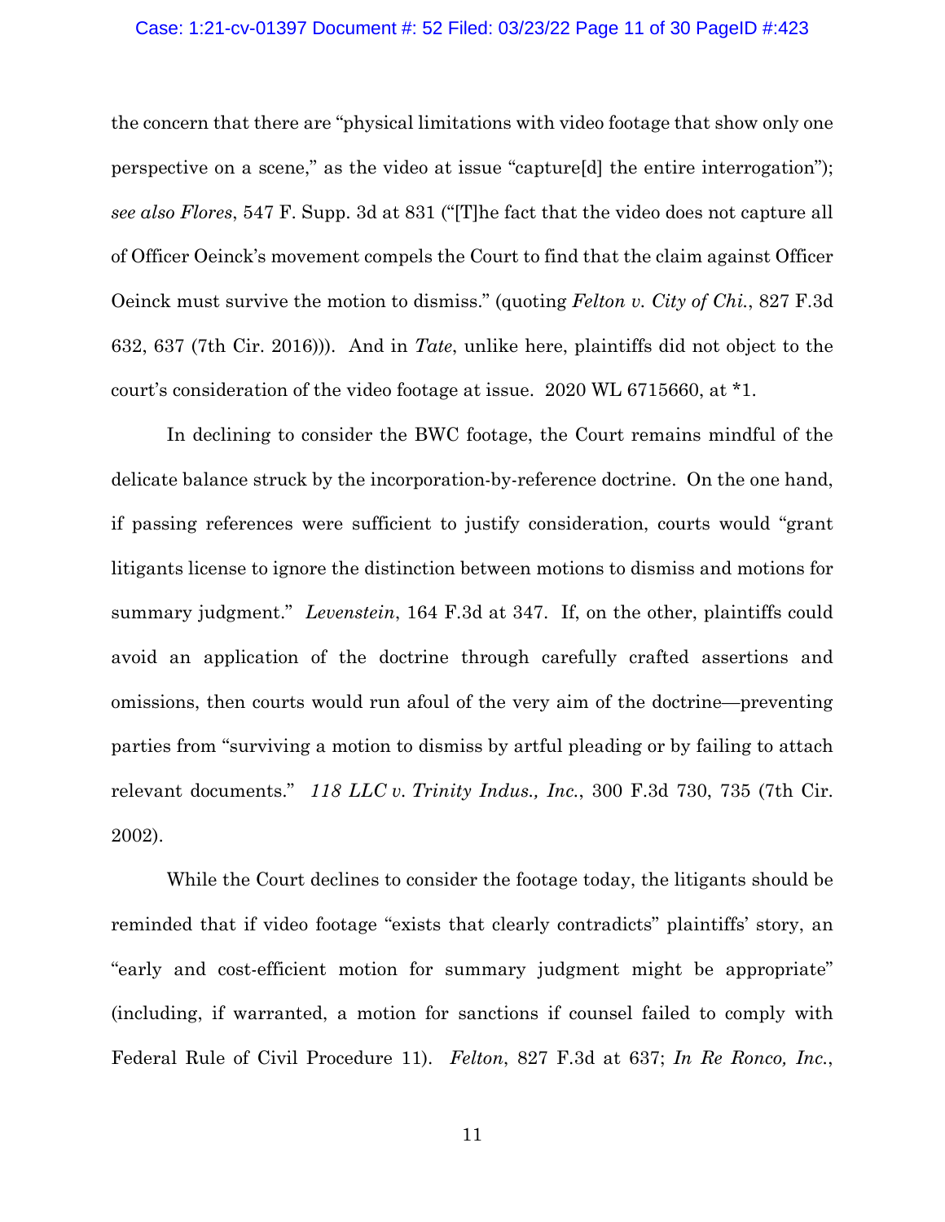the concern that there are "physical limitations with video footage that show only one perspective on a scene," as the video at issue "capture[d] the entire interrogation"); *see also Flores*, 547 F. Supp. 3d at 831 ("[T]he fact that the video does not capture all of Officer Oeinck's movement compels the Court to find that the claim against Officer Oeinck must survive the motion to dismiss." (quoting *Felton v. City of Chi.*, 827 F.3d 632, 637 (7th Cir. 2016))). And in *Tate*, unlike here, plaintiffs did not object to the court's consideration of the video footage at issue. 2020 WL 6715660, at *1.

In declining to consider the BWC footage, the Court remains mindful of the delicate balance struck by the incorporation-by-reference doctrine. On the one hand, if passing references were sufficient to justify consideration, courts would "grant litigants license to ignore the distinction between motions to dismiss and motions for summary judgment." *Levenstein*, 164 F.3d at 347. If, on the other, plaintiffs could avoid an application of the doctrine through carefully crafted assertions and omissions, then courts would run afoul of the very aim of the doctrine—preventing parties from "surviving a motion to dismiss by artful pleading or by failing to attach relevant documents." *118 LLC v. Trinity Indus., Inc.*, 300 F.3d 730, 735 (7th Cir. 2002).

While the Court declines to consider the footage today, the litigants should be reminded that if video footage "exists that clearly contradicts" plaintiffs' story, an "early and cost-efficient motion for summary judgment might be appropriate" (including, if warranted, a motion for sanctions if counsel failed to comply with Federal Rule of Civil Procedure 11). *Felton*, 827 F.3d at 637; *In Re Ronco, Inc.*,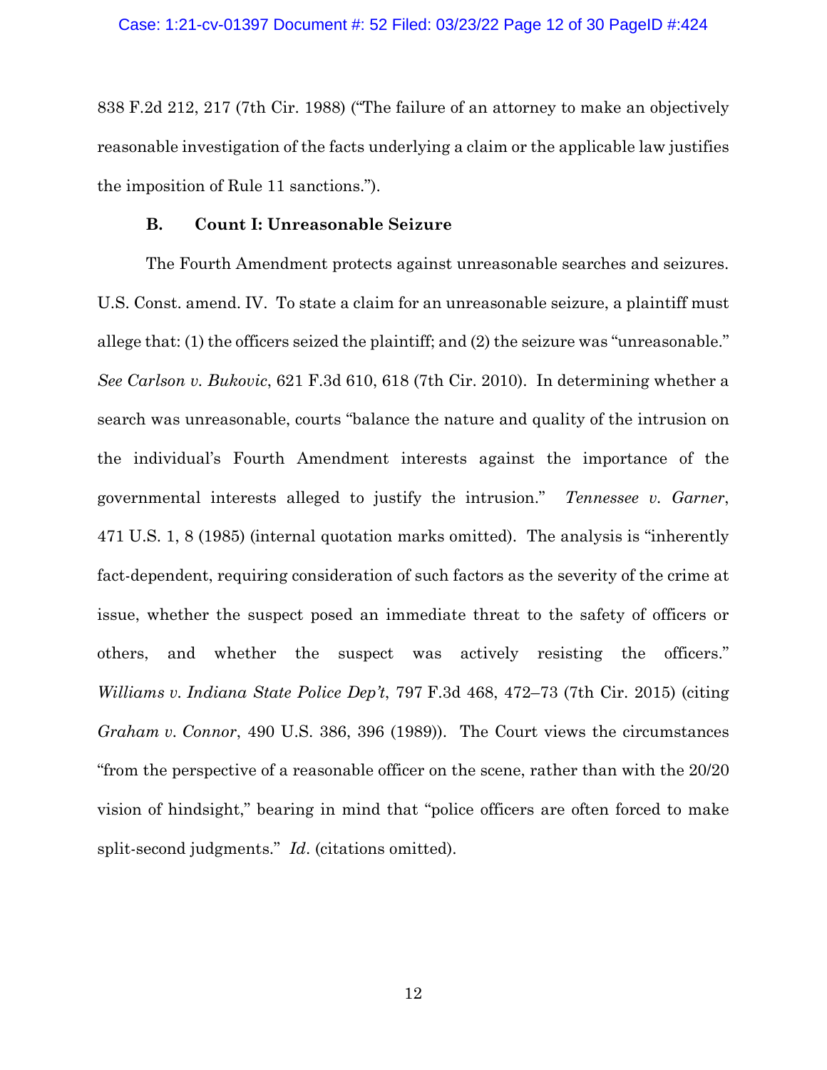838 F.2d 212, 217 (7th Cir. 1988) ("The failure of an attorney to make an objectively reasonable investigation of the facts underlying a claim or the applicable law justifies the imposition of Rule 11 sanctions.").

### B. Count I: Unreasonable Seizure

The Fourth Amendment protects against unreasonable searches and seizures. U.S. Const. amend. IV. To state a claim for an unreasonable seizure, a plaintiff must allege that: (1) the officers seized the plaintiff; and (2) the seizure was "unreasonable." *See Carlson v. Bukovic*, 621 F.3d 610, 618 (7th Cir. 2010). In determining whether a search was unreasonable, courts "balance the nature and quality of the intrusion on the individual's Fourth Amendment interests against the importance of the governmental interests alleged to justify the intrusion." *Tennessee v. Garner*, 471 U.S. 1, 8 (1985) (internal quotation marks omitted). The analysis is "inherently fact-dependent, requiring consideration of such factors as the severity of the crime at issue, whether the suspect posed an immediate threat to the safety of officers or others, and whether the suspect was actively resisting the officers." *Williams v. Indiana State Police Dep't*, 797 F.3d 468, 472–73 (7th Cir. 2015) (citing *Graham v. Connor*, 490 U.S. 386, 396 (1989)). The Court views the circumstances "from the perspective of a reasonable officer on the scene, rather than with the 20/20 vision of hindsight," bearing in mind that "police officers are often forced to make split-second judgments." *Id*. (citations omitted).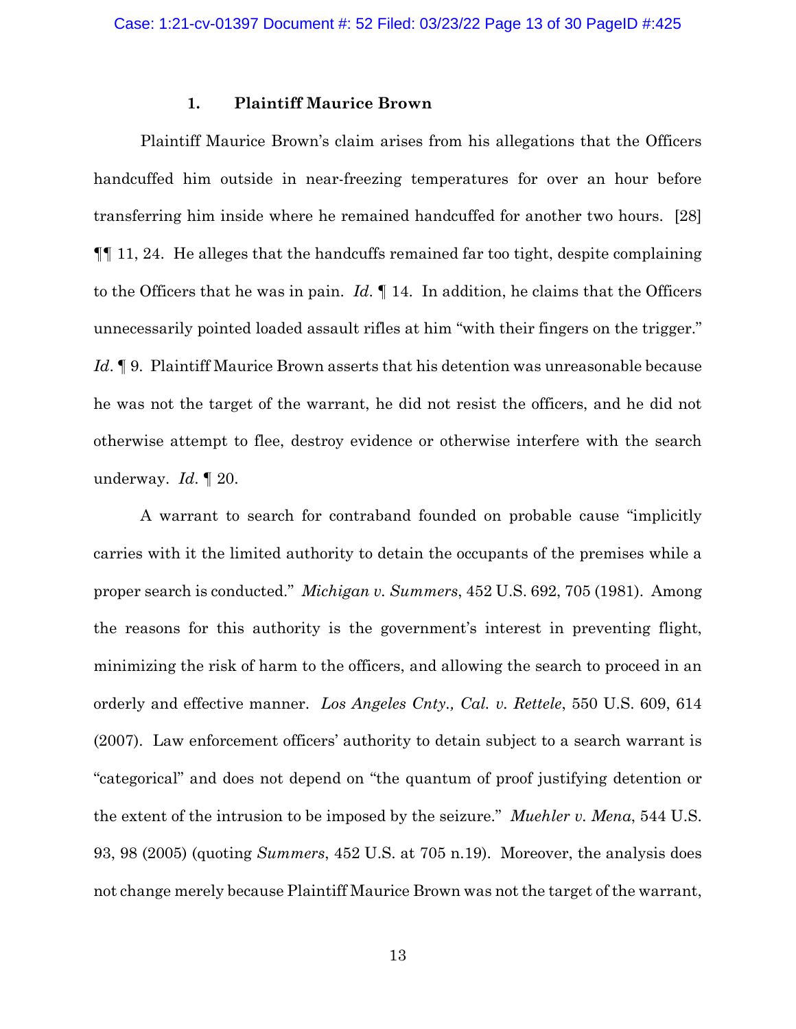### 1. Plaintiff Maurice Brown

Plaintiff Maurice Brown's claim arises from his allegations that the Officers handcuffed him outside in near-freezing temperatures for over an hour before transferring him inside where he remained handcuffed for another two hours. [28] ¶¶ 11, 24. He alleges that the handcuffs remained far too tight, despite complaining to the Officers that he was in pain. *Id.* ¶ 14. In addition, he claims that the Officers unnecessarily pointed loaded assault rifles at him "with their fingers on the trigger." *Id.* ¶ 9. Plaintiff Maurice Brown asserts that his detention was unreasonable because he was not the target of the warrant, he did not resist the officers, and he did not otherwise attempt to flee, destroy evidence or otherwise interfere with the search underway. *Id.* ¶ 20.

A warrant to search for contraband founded on probable cause "implicitly carries with it the limited authority to detain the occupants of the premises while a proper search is conducted." *Michigan v. Summers*, 452 U.S. 692, 705 (1981). Among the reasons for this authority is the government's interest in preventing flight, minimizing the risk of harm to the officers, and allowing the search to proceed in an orderly and effective manner. *Los Angeles Cnty., Cal. v. Rettele*, 550 U.S. 609, 614 (2007). Law enforcement officers' authority to detain subject to a search warrant is "categorical" and does not depend on "the quantum of proof justifying detention or the extent of the intrusion to be imposed by the seizure." *Muehler v. Mena*, 544 U.S. 93, 98 (2005) (quoting *Summers*, 452 U.S. at 705 n.19). Moreover, the analysis does not change merely because Plaintiff Maurice Brown was not the target of the warrant,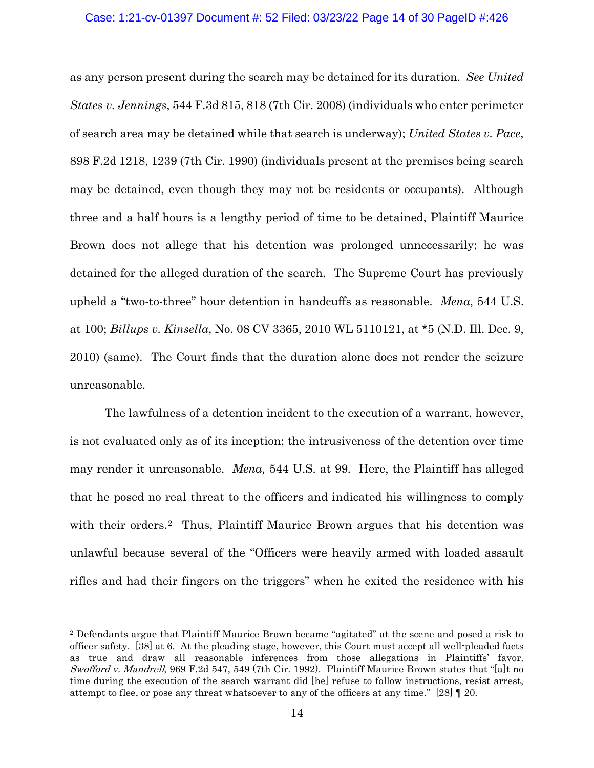as any person present during the search may be detained for its duration. *See United States v. Jennings*, 544 F.3d 815, 818 (7th Cir. 2008) (individuals who enter perimeter of search area may be detained while that search is underway); *United States v. Pace*, 898 F.2d 1218, 1239 (7th Cir. 1990) (individuals present at the premises being search may be detained, even though they may not be residents or occupants). Although three and a half hours is a lengthy period of time to be detained, Plaintiff Maurice Brown does not allege that his detention was prolonged unnecessarily; he was detained for the alleged duration of the search. The Supreme Court has previously upheld a "two-to-three" hour detention in handcuffs as reasonable. *Mena*, 544 U.S. at 100; *Billups v. Kinsella*, No. 08 CV 3365, 2010 WL 5110121, at *5 (N.D. Ill. Dec. 9, 2010) (same). The Court finds that the duration alone does not render the seizure unreasonable.

The lawfulness of a detention incident to the execution of a warrant, however, is not evaluated only as of its inception; the intrusiveness of the detention over time may render it unreasonable. *Mena,* 544 U.S. at 99. Here, the Plaintiff has alleged that he posed no real threat to the officers and indicated his willingness to comply with their orders.[2] Thus, Plaintiff Maurice Brown argues that his detention was unlawful because several of the "Officers were heavily armed with loaded assault rifles and had their fingers on the triggers" when he exited the residence with his

---

[2] Defendants argue that Plaintiff Maurice Brown became "agitated" at the scene and posed a risk to officer safety. [38] at 6. At the pleading stage, however, this Court must accept all well-pleaded facts as true and draw all reasonable inferences from those allegations in Plaintiffs' favor. *Swofford v. Mandrell*, 969 F.2d 547, 549 (7th Cir. 1992). Plaintiff Maurice Brown states that "[a]t no time during the execution of the search warrant did [he] refuse to follow instructions, resist arrest, attempt to flee, or pose any threat whatsoever to any of the officers at any time." [28] ¶ 20.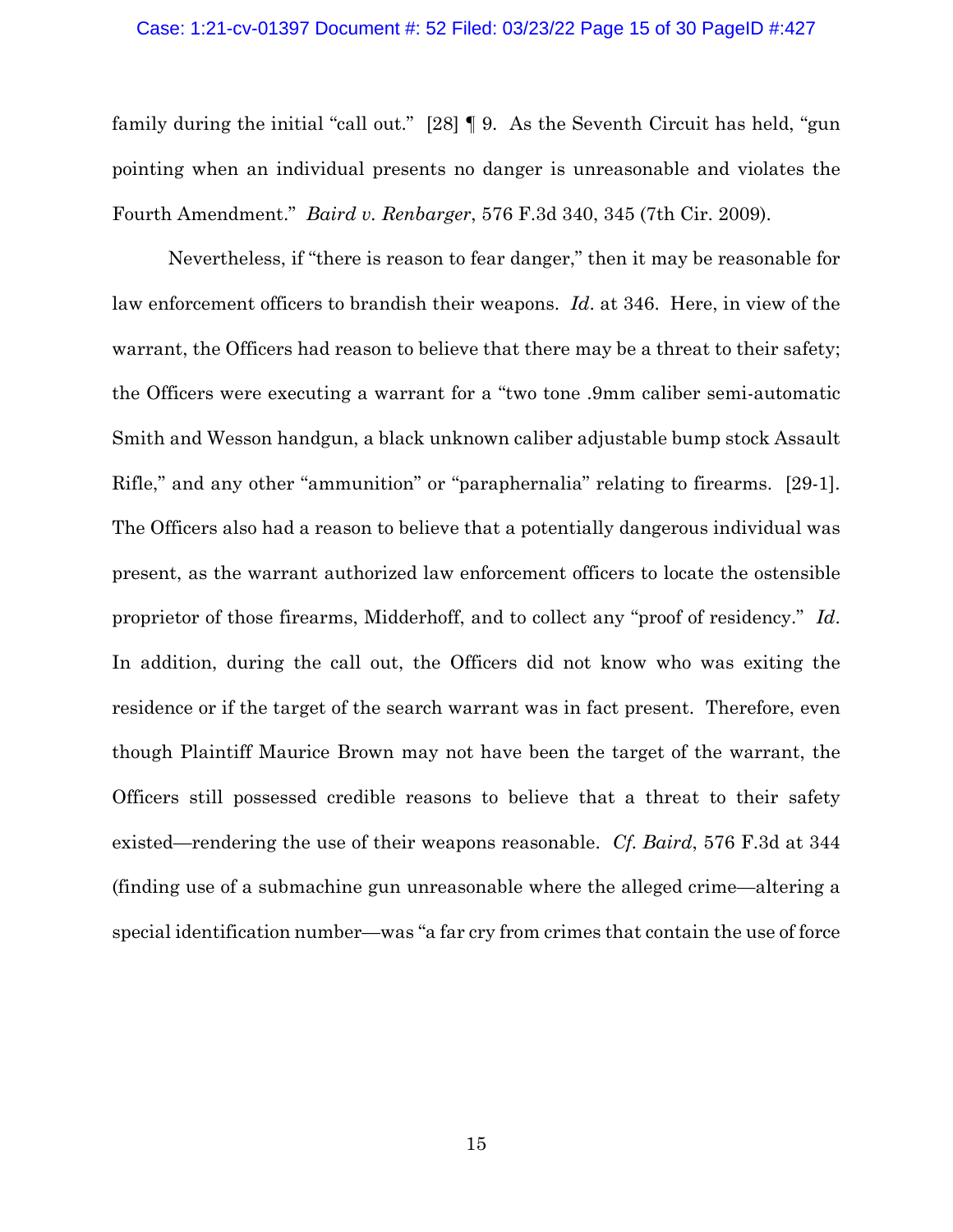family during the initial "call out." [28] ¶ 9. As the Seventh Circuit has held, "gun pointing when an individual presents no danger is unreasonable and violates the Fourth Amendment." *Baird v. Renbarger*, 576 F.3d 340, 345 (7th Cir. 2009).

Nevertheless, if "there is reason to fear danger," then it may be reasonable for law enforcement officers to brandish their weapons. *Id*. at 346. Here, in view of the warrant, the Officers had reason to believe that there may be a threat to their safety; the Officers were executing a warrant for a "two tone .9mm caliber semi-automatic Smith and Wesson handgun, a black unknown caliber adjustable bump stock Assault Rifle," and any other "ammunition" or "paraphernalia" relating to firearms. [29-1]. The Officers also had a reason to believe that a potentially dangerous individual was present, as the warrant authorized law enforcement officers to locate the ostensible proprietor of those firearms, Midderhoff, and to collect any "proof of residency." *Id*. In addition, during the call out, the Officers did not know who was exiting the residence or if the target of the search warrant was in fact present. Therefore, even though Plaintiff Maurice Brown may not have been the target of the warrant, the Officers still possessed credible reasons to believe that a threat to their safety existed—rendering the use of their weapons reasonable. *Cf. Baird*, 576 F.3d at 344 (finding use of a submachine gun unreasonable where the alleged crime—altering a special identification number—was "a far cry from crimes that contain the use of force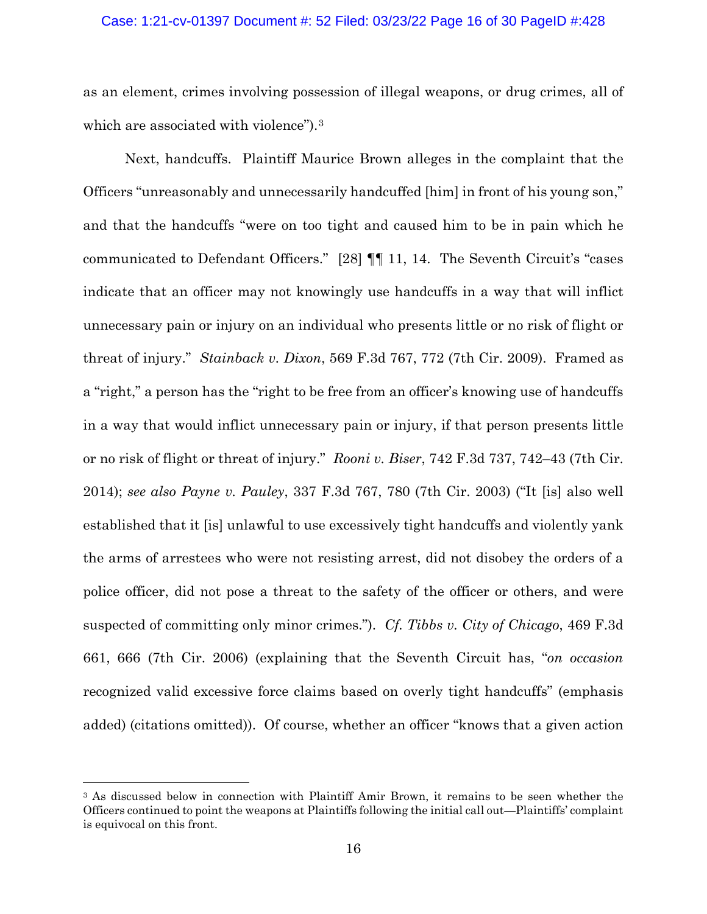as an element, crimes involving possession of illegal weapons, or drug crimes, all of which are associated with violence").[3]

Next, handcuffs. Plaintiff Maurice Brown alleges in the complaint that the Officers "unreasonably and unnecessarily handcuffed [him] in front of his young son," and that the handcuffs "were on too tight and caused him to be in pain which he communicated to Defendant Officers." [28] ¶¶ 11, 14. The Seventh Circuit's "cases indicate that an officer may not knowingly use handcuffs in a way that will inflict unnecessary pain or injury on an individual who presents little or no risk of flight or threat of injury." *Stainback v. Dixon*, 569 F.3d 767, 772 (7th Cir. 2009). Framed as a "right," a person has the "right to be free from an officer's knowing use of handcuffs in a way that would inflict unnecessary pain or injury, if that person presents little or no risk of flight or threat of injury." *Rooni v. Biser*, 742 F.3d 737, 742–43 (7th Cir. 2014); *see also Payne v. Pauley*, 337 F.3d 767, 780 (7th Cir. 2003) ("It [is] also well established that it [is] unlawful to use excessively tight handcuffs and violently yank the arms of arrestees who were not resisting arrest, did not disobey the orders of a police officer, did not pose a threat to the safety of the officer or others, and were suspected of committing only minor crimes."). *Cf. Tibbs v. City of Chicago*, 469 F.3d 661, 666 (7th Cir. 2006) (explaining that the Seventh Circuit has, "*on occasion* recognized valid excessive force claims based on overly tight handcuffs" (emphasis added) (citations omitted)). Of course, whether an officer "knows that a given action

[3] As discussed below in connection with Plaintiff Amir Brown, it remains to be seen whether the Officers continued to point the weapons at Plaintiffs following the initial call out—Plaintiffs' complaint is equivocal on this front.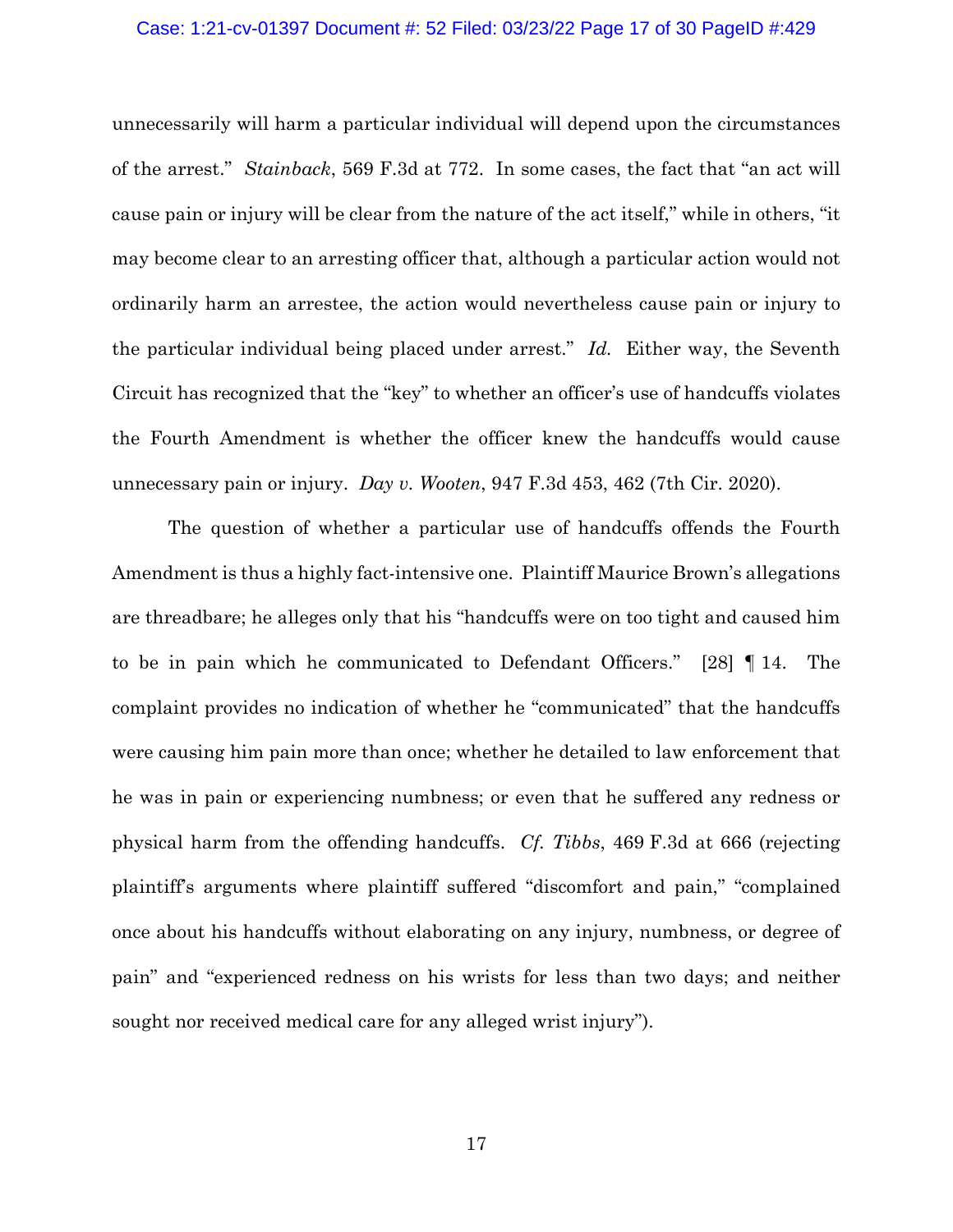unnecessarily will harm a particular individual will depend upon the circumstances of the arrest." *Stainback*, 569 F.3d at 772. In some cases, the fact that "an act will cause pain or injury will be clear from the nature of the act itself," while in others, "it may become clear to an arresting officer that, although a particular action would not ordinarily harm an arrestee, the action would nevertheless cause pain or injury to the particular individual being placed under arrest." *Id.* Either way, the Seventh Circuit has recognized that the "key" to whether an officer's use of handcuffs violates the Fourth Amendment is whether the officer knew the handcuffs would cause unnecessary pain or injury. *Day v. Wooten*, 947 F.3d 453, 462 (7th Cir. 2020).

The question of whether a particular use of handcuffs offends the Fourth Amendment is thus a highly fact-intensive one. Plaintiff Maurice Brown's allegations are threadbare; he alleges only that his "handcuffs were on too tight and caused him to be in pain which he communicated to Defendant Officers." [28] ¶ 14. The complaint provides no indication of whether he "communicated" that the handcuffs were causing him pain more than once; whether he detailed to law enforcement that he was in pain or experiencing numbness; or even that he suffered any redness or physical harm from the offending handcuffs. *Cf. Tibbs*, 469 F.3d at 666 (rejecting plaintiff's arguments where plaintiff suffered "discomfort and pain," "complained once about his handcuffs without elaborating on any injury, numbness, or degree of pain" and "experienced redness on his wrists for less than two days; and neither sought nor received medical care for any alleged wrist injury").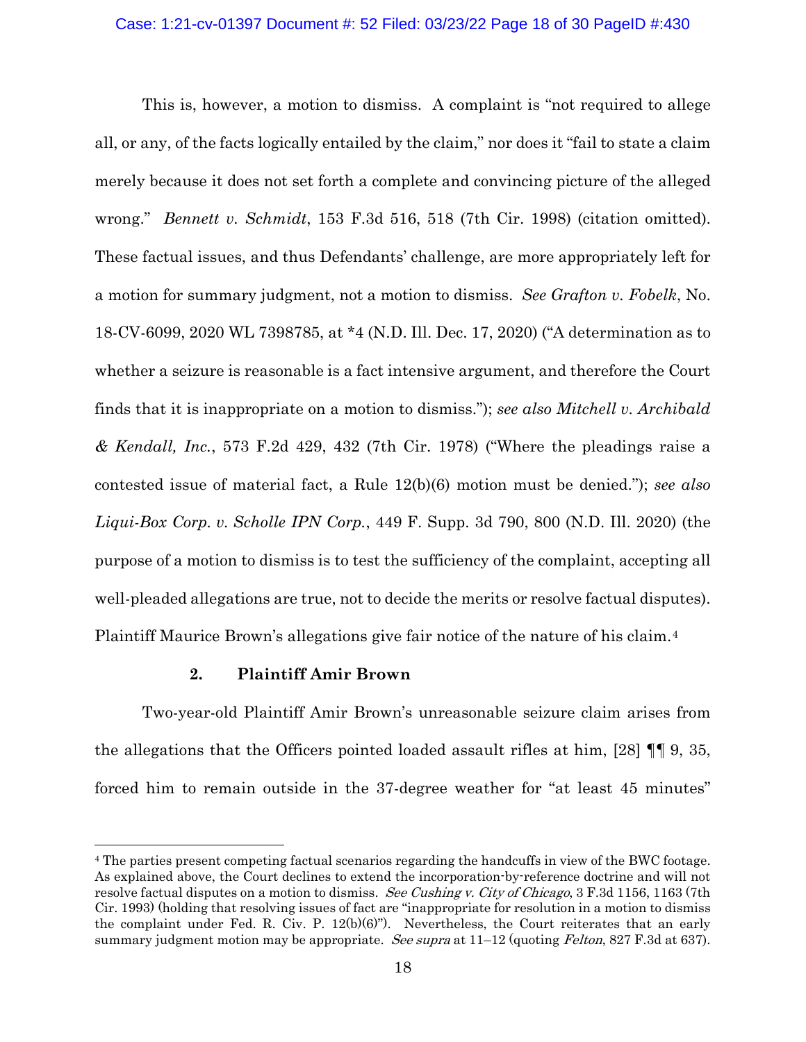This is, however, a motion to dismiss. A complaint is "not required to allege all, or any, of the facts logically entailed by the claim," nor does it "fail to state a claim merely because it does not set forth a complete and convincing picture of the alleged wrong." *Bennett v. Schmidt*, 153 F.3d 516, 518 (7th Cir. 1998) (citation omitted). These factual issues, and thus Defendants' challenge, are more appropriately left for a motion for summary judgment, not a motion to dismiss. *See Grafton v. Fobelk*, No. 18-CV-6099, 2020 WL 7398785, at *4 (N.D. Ill. Dec. 17, 2020) ("A determination as to whether a seizure is reasonable is a fact intensive argument, and therefore the Court finds that it is inappropriate on a motion to dismiss."); *see also Mitchell v. Archibald & Kendall, Inc.*, 573 F.2d 429, 432 (7th Cir. 1978) ("Where the pleadings raise a contested issue of material fact, a Rule 12(b)(6) motion must be denied."); *see also Liqui-Box Corp. v. Scholle IPN Corp.*, 449 F. Supp. 3d 790, 800 (N.D. Ill. 2020) (the purpose of a motion to dismiss is to test the sufficiency of the complaint, accepting all well-pleaded allegations are true, not to decide the merits or resolve factual disputes). Plaintiff Maurice Brown's allegations give fair notice of the nature of his claim.[4]

**2. Plaintiff Amir Brown**

Two-year-old Plaintiff Amir Brown's unreasonable seizure claim arises from the allegations that the Officers pointed loaded assault rifles at him, [28] ¶¶ 9, 35, forced him to remain outside in the 37-degree weather for "at least 45 minutes"

---

[4] The parties present competing factual scenarios regarding the handcuffs in view of the BWC footage. As explained above, the Court declines to extend the incorporation-by-reference doctrine and will not resolve factual disputes on a motion to dismiss. *See Cushing v. City of Chicago*, 3 F.3d 1156, 1163 (7th Cir. 1993) (holding that resolving issues of fact are "inappropriate for resolution in a motion to dismiss the complaint under Fed. R. Civ. P. 12(b)(6)"). Nevertheless, the Court reiterates that an early summary judgment motion may be appropriate. *See supra* at 11–12 (quoting *Felton*, 827 F.3d at 637).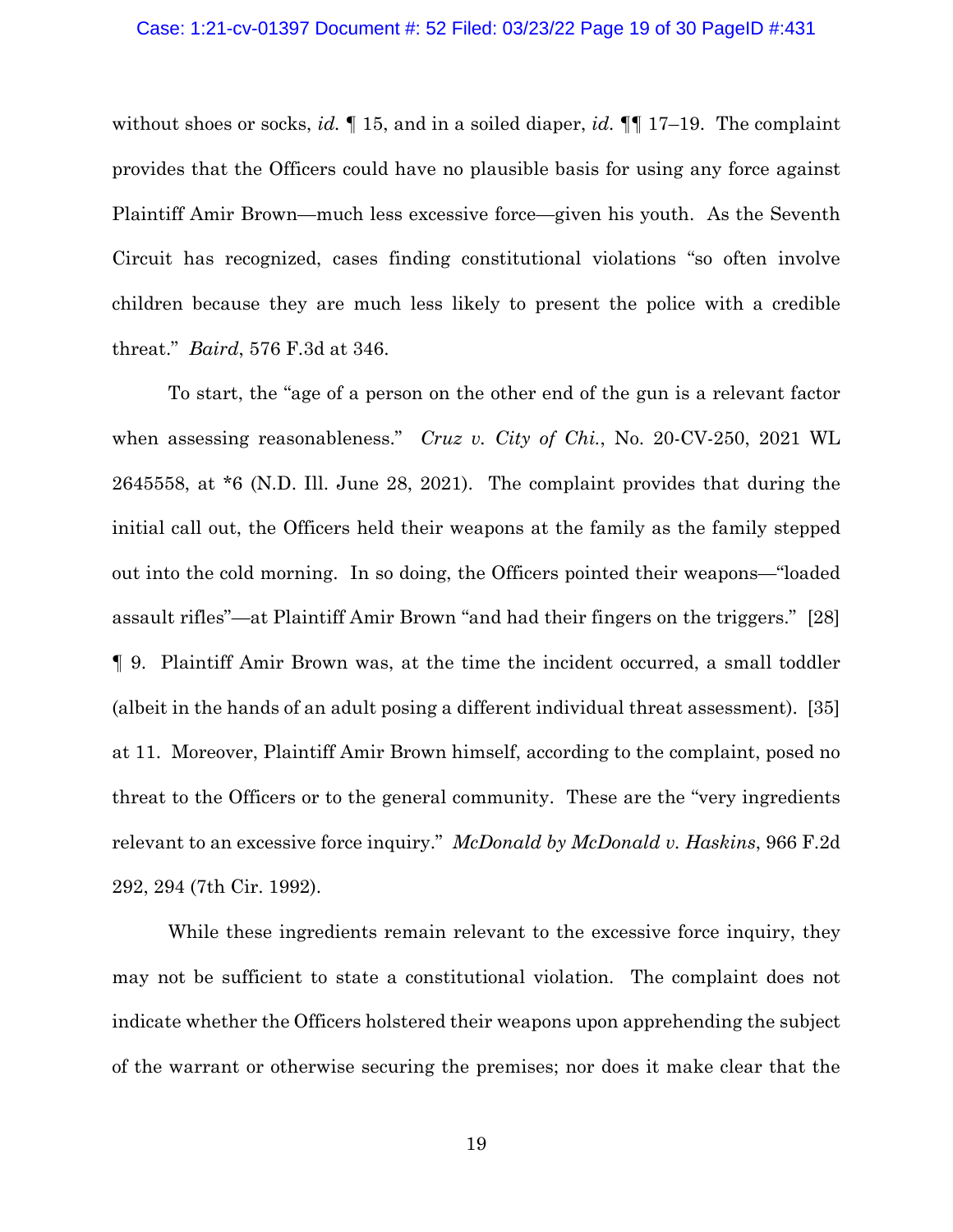without shoes or socks, *id.* ¶ 15, and in a soiled diaper, *id.* ¶¶ 17–19. The complaint provides that the Officers could have no plausible basis for using any force against Plaintiff Amir Brown—much less excessive force—given his youth. As the Seventh Circuit has recognized, cases finding constitutional violations "so often involve children because they are much less likely to present the police with a credible threat." *Baird*, 576 F.3d at 346.

To start, the "age of a person on the other end of the gun is a relevant factor when assessing reasonableness." *Cruz v. City of Chi.*, No. 20-CV-250, 2021 WL 2645558, at *6 (N.D. Ill. June 28, 2021). The complaint provides that during the initial call out, the Officers held their weapons at the family as the family stepped out into the cold morning. In so doing, the Officers pointed their weapons—"loaded assault rifles"—at Plaintiff Amir Brown "and had their fingers on the triggers." [28] ¶ 9. Plaintiff Amir Brown was, at the time the incident occurred, a small toddler (albeit in the hands of an adult posing a different individual threat assessment). [35] at 11. Moreover, Plaintiff Amir Brown himself, according to the complaint, posed no threat to the Officers or to the general community. These are the "very ingredients relevant to an excessive force inquiry." *McDonald by McDonald v. Haskins*, 966 F.2d 292, 294 (7th Cir. 1992).

While these ingredients remain relevant to the excessive force inquiry, they may not be sufficient to state a constitutional violation. The complaint does not indicate whether the Officers holstered their weapons upon apprehending the subject of the warrant or otherwise securing the premises; nor does it make clear that the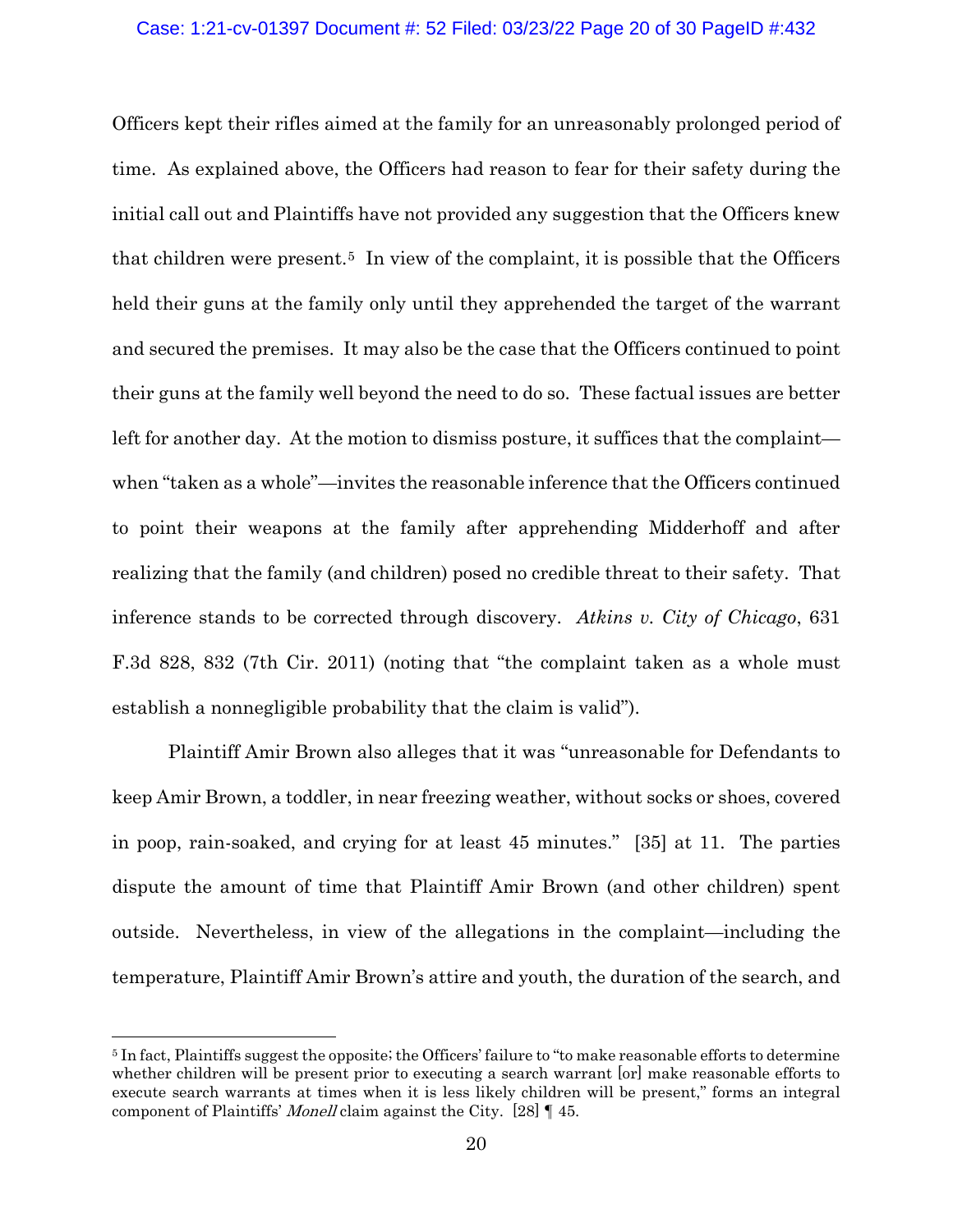Officers kept their rifles aimed at the family for an unreasonably prolonged period of time. As explained above, the Officers had reason to fear for their safety during the initial call out and Plaintiffs have not provided any suggestion that the Officers knew that children were present.[5] In view of the complaint, it is possible that the Officers held their guns at the family only until they apprehended the target of the warrant and secured the premises. It may also be the case that the Officers continued to point their guns at the family well beyond the need to do so. These factual issues are better left for another day. At the motion to dismiss posture, it suffices that the complaint—when "taken as a whole"—invites the reasonable inference that the Officers continued to point their weapons at the family after apprehending Midderhoff and after realizing that the family (and children) posed no credible threat to their safety. That inference stands to be corrected through discovery. *Atkins v. City of Chicago*, 631 F.3d 828, 832 (7th Cir. 2011) (noting that "the complaint taken as a whole must establish a nonnegligible probability that the claim is valid").

Plaintiff Amir Brown also alleges that it was "unreasonable for Defendants to keep Amir Brown, a toddler, in near freezing weather, without socks or shoes, covered in poop, rain-soaked, and crying for at least 45 minutes." [35] at 11. The parties dispute the amount of time that Plaintiff Amir Brown (and other children) spent outside. Nevertheless, in view of the allegations in the complaint—including the temperature, Plaintiff Amir Brown's attire and youth, the duration of the search, and

---

[5] In fact, Plaintiffs suggest the opposite; the Officers' failure to "to make reasonable efforts to determine whether children will be present prior to executing a search warrant [or] make reasonable efforts to execute search warrants at times when it is less likely children will be present," forms an integral component of Plaintiffs' *Monell* claim against the City. [28] ¶ 45.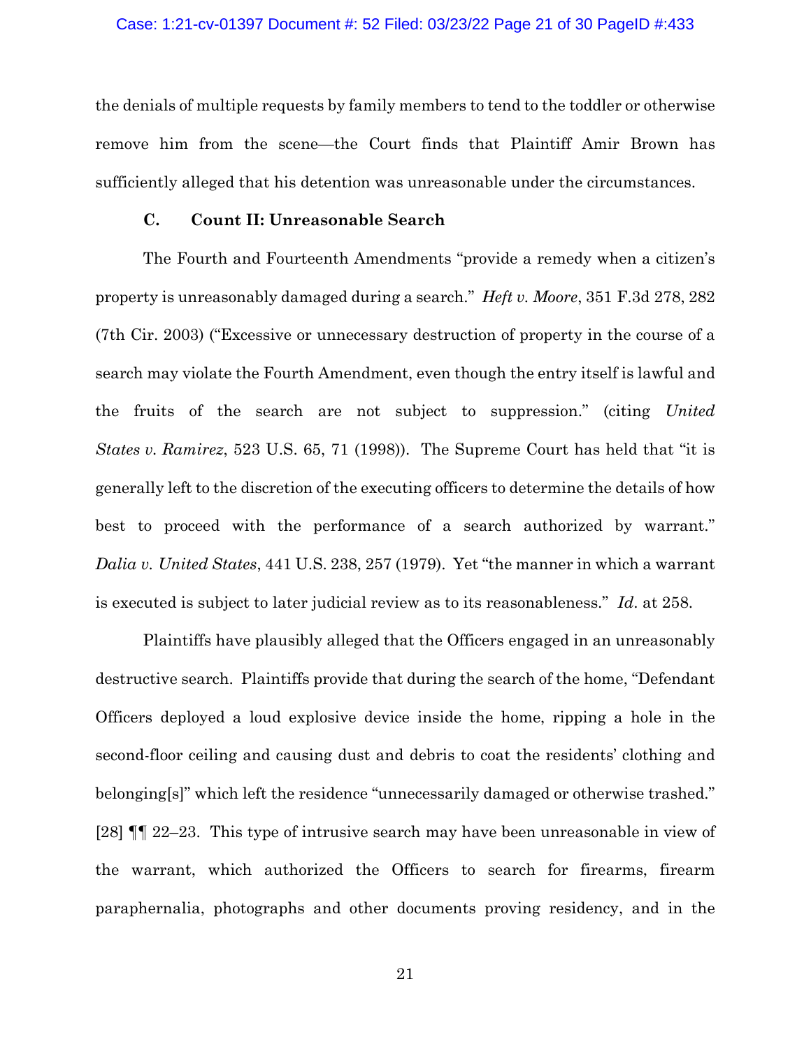the denials of multiple requests by family members to tend to the toddler or otherwise remove him from the scene—the Court finds that Plaintiff Amir Brown has sufficiently alleged that his detention was unreasonable under the circumstances.

### C. Count II: Unreasonable Search

The Fourth and Fourteenth Amendments "provide a remedy when a citizen's property is unreasonably damaged during a search." *Heft v. Moore*, 351 F.3d 278, 282 (7th Cir. 2003) ("Excessive or unnecessary destruction of property in the course of a search may violate the Fourth Amendment, even though the entry itself is lawful and the fruits of the search are not subject to suppression." (citing *United States v. Ramirez*, 523 U.S. 65, 71 (1998)). The Supreme Court has held that "it is generally left to the discretion of the executing officers to determine the details of how best to proceed with the performance of a search authorized by warrant." *Dalia v. United States*, 441 U.S. 238, 257 (1979). Yet "the manner in which a warrant is executed is subject to later judicial review as to its reasonableness." *Id*. at 258.

Plaintiffs have plausibly alleged that the Officers engaged in an unreasonably destructive search. Plaintiffs provide that during the search of the home, "Defendant Officers deployed a loud explosive device inside the home, ripping a hole in the second-floor ceiling and causing dust and debris to coat the residents' clothing and belonging[s]" which left the residence "unnecessarily damaged or otherwise trashed." [28] ¶¶ 22–23. This type of intrusive search may have been unreasonable in view of the warrant, which authorized the Officers to search for firearms, firearm paraphernalia, photographs and other documents proving residency, and in the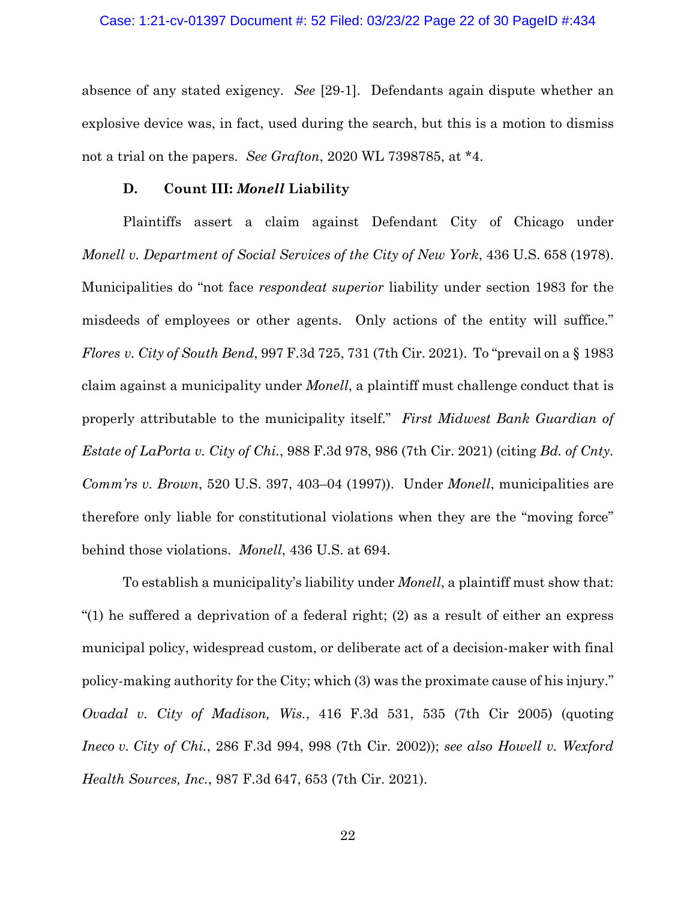absence of any stated exigency. *See* [29-1]. Defendants again dispute whether an explosive device was, in fact, used during the search, but this is a motion to dismiss not a trial on the papers. *See Grafton*, 2020 WL 7398785, at *4.

### D. Count III: *Monell* Liability

Plaintiffs assert a claim against Defendant City of Chicago under *Monell v. Department of Social Services of the City of New York*, 436 U.S. 658 (1978). Municipalities do "not face *respondeat superior* liability under section 1983 for the misdeeds of employees or other agents. Only actions of the entity will suffice." *Flores v. City of South Bend*, 997 F.3d 725, 731 (7th Cir. 2021). To "prevail on a § 1983 claim against a municipality under *Monell*, a plaintiff must challenge conduct that is properly attributable to the municipality itself." *First Midwest Bank Guardian of Estate of LaPorta v. City of Chi.*, 988 F.3d 978, 986 (7th Cir. 2021) (citing *Bd. of Cnty. Comm'rs v. Brown*, 520 U.S. 397, 403–04 (1997)). Under *Monell*, municipalities are therefore only liable for constitutional violations when they are the "moving force" behind those violations. *Monell*, 436 U.S. at 694.

To establish a municipality's liability under *Monell*, a plaintiff must show that: "(1) he suffered a deprivation of a federal right; (2) as a result of either an express municipal policy, widespread custom, or deliberate act of a decision-maker with final policy-making authority for the City; which (3) was the proximate cause of his injury." *Ovadal v. City of Madison, Wis.*, 416 F.3d 531, 535 (7th Cir 2005) (quoting *Ineco v. City of Chi.*, 286 F.3d 994, 998 (7th Cir. 2002)); *see also Howell v. Wexford Health Sources, Inc.*, 987 F.3d 647, 653 (7th Cir. 2021).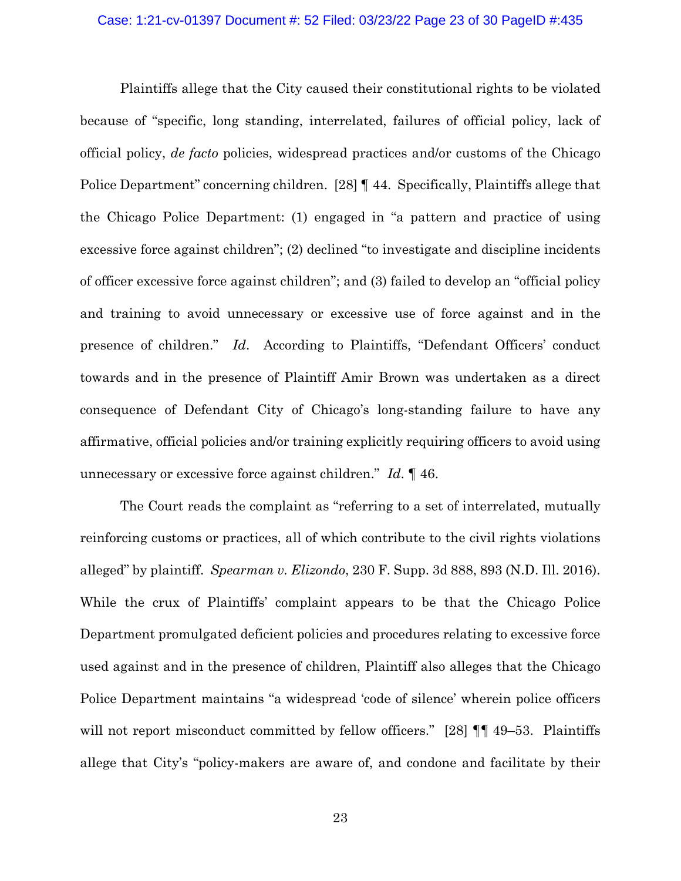Plaintiffs allege that the City caused their constitutional rights to be violated because of "specific, long standing, interrelated, failures of official policy, lack of official policy, *de facto* policies, widespread practices and/or customs of the Chicago Police Department" concerning children. [28] ¶ 44. Specifically, Plaintiffs allege that the Chicago Police Department: (1) engaged in "a pattern and practice of using excessive force against children"; (2) declined "to investigate and discipline incidents of officer excessive force against children"; and (3) failed to develop an "official policy and training to avoid unnecessary or excessive use of force against and in the presence of children." *Id*. According to Plaintiffs, "Defendant Officers' conduct towards and in the presence of Plaintiff Amir Brown was undertaken as a direct consequence of Defendant City of Chicago's long-standing failure to have any affirmative, official policies and/or training explicitly requiring officers to avoid using unnecessary or excessive force against children." *Id*. ¶ 46.

The Court reads the complaint as "referring to a set of interrelated, mutually reinforcing customs or practices, all of which contribute to the civil rights violations alleged" by plaintiff. *Spearman v. Elizondo*, 230 F. Supp. 3d 888, 893 (N.D. Ill. 2016). While the crux of Plaintiffs' complaint appears to be that the Chicago Police Department promulgated deficient policies and procedures relating to excessive force used against and in the presence of children, Plaintiff also alleges that the Chicago Police Department maintains "a widespread 'code of silence' wherein police officers will not report misconduct committed by fellow officers." [28] ¶¶ 49–53. Plaintiffs allege that City's "policy-makers are aware of, and condone and facilitate by their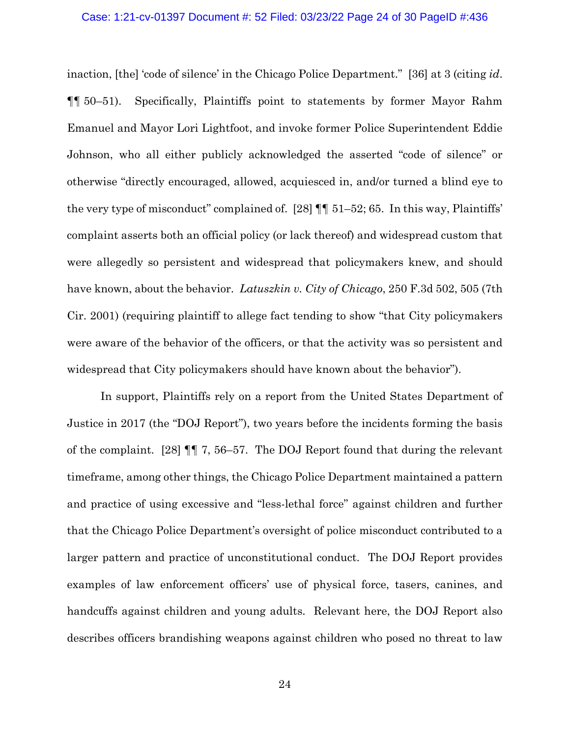inaction, [the] 'code of silence' in the Chicago Police Department." [36] at 3 (citing *id*. ¶¶ 50–51). Specifically, Plaintiffs point to statements by former Mayor Rahm Emanuel and Mayor Lori Lightfoot, and invoke former Police Superintendent Eddie Johnson, who all either publicly acknowledged the asserted "code of silence" or otherwise "directly encouraged, allowed, acquiesced in, and/or turned a blind eye to the very type of misconduct" complained of. [28] ¶¶ 51–52; 65. In this way, Plaintiffs' complaint asserts both an official policy (or lack thereof) and widespread custom that were allegedly so persistent and widespread that policymakers knew, and should have known, about the behavior. *Latuszkin v. City of Chicago*, 250 F.3d 502, 505 (7th Cir. 2001) (requiring plaintiff to allege fact tending to show "that City policymakers were aware of the behavior of the officers, or that the activity was so persistent and widespread that City policymakers should have known about the behavior").

In support, Plaintiffs rely on a report from the United States Department of Justice in 2017 (the "DOJ Report"), two years before the incidents forming the basis of the complaint. [28] ¶¶ 7, 56–57. The DOJ Report found that during the relevant timeframe, among other things, the Chicago Police Department maintained a pattern and practice of using excessive and "less-lethal force" against children and further that the Chicago Police Department's oversight of police misconduct contributed to a larger pattern and practice of unconstitutional conduct. The DOJ Report provides examples of law enforcement officers' use of physical force, tasers, canines, and handcuffs against children and young adults. Relevant here, the DOJ Report also describes officers brandishing weapons against children who posed no threat to law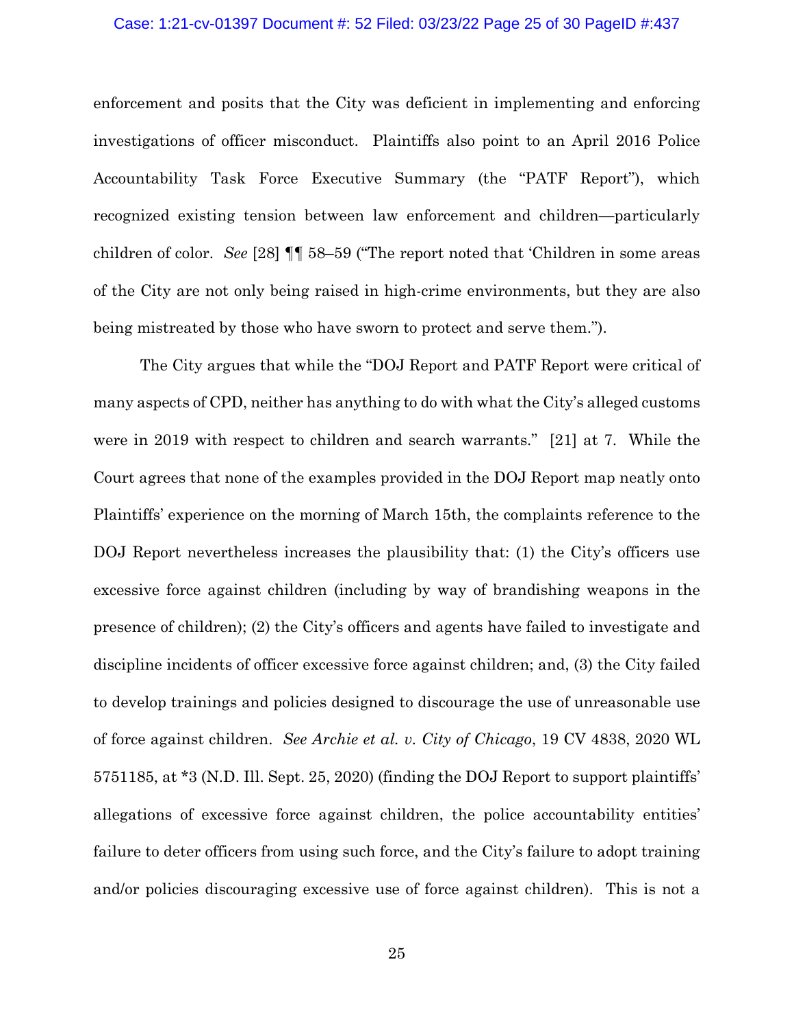enforcement and posits that the City was deficient in implementing and enforcing investigations of officer misconduct. Plaintiffs also point to an April 2016 Police Accountability Task Force Executive Summary (the "PATF Report"), which recognized existing tension between law enforcement and children—particularly children of color. *See* [28] ¶¶ 58–59 ("The report noted that 'Children in some areas of the City are not only being raised in high-crime environments, but they are also being mistreated by those who have sworn to protect and serve them.").

The City argues that while the "DOJ Report and PATF Report were critical of many aspects of CPD, neither has anything to do with what the City's alleged customs were in 2019 with respect to children and search warrants." [21] at 7. While the Court agrees that none of the examples provided in the DOJ Report map neatly onto Plaintiffs' experience on the morning of March 15th, the complaints reference to the DOJ Report nevertheless increases the plausibility that: (1) the City's officers use excessive force against children (including by way of brandishing weapons in the presence of children); (2) the City's officers and agents have failed to investigate and discipline incidents of officer excessive force against children; and, (3) the City failed to develop trainings and policies designed to discourage the use of unreasonable use of force against children. *See Archie et al. v. City of Chicago*, 19 CV 4838, 2020 WL 5751185, at *3 (N.D. Ill. Sept. 25, 2020) (finding the DOJ Report to support plaintiffs' allegations of excessive force against children, the police accountability entities' failure to deter officers from using such force, and the City's failure to adopt training and/or policies discouraging excessive use of force against children). This is not a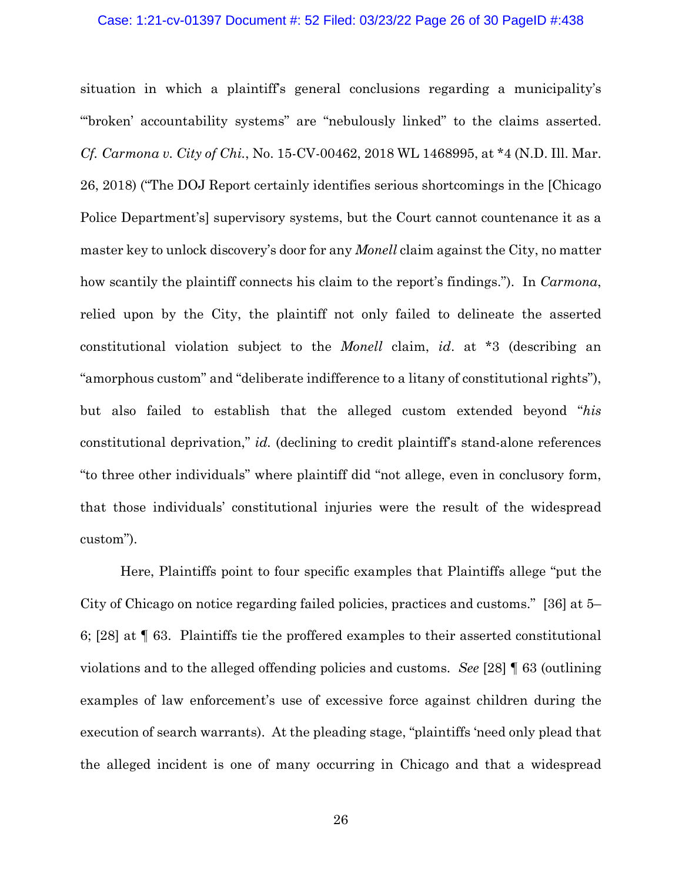situation in which a plaintiff's general conclusions regarding a municipality's "'broken' accountability systems" are "nebulously linked" to the claims asserted. *Cf. Carmona v. City of Chi.*, No. 15-CV-00462, 2018 WL 1468995, at *4 (N.D. Ill. Mar. 26, 2018) ("The DOJ Report certainly identifies serious shortcomings in the [Chicago Police Department's] supervisory systems, but the Court cannot countenance it as a master key to unlock discovery's door for any *Monell* claim against the City, no matter how scantily the plaintiff connects his claim to the report's findings."). In *Carmona*, relied upon by the City, the plaintiff not only failed to delineate the asserted constitutional violation subject to the *Monell* claim, *id*. at *3 (describing an "amorphous custom" and "deliberate indifference to a litany of constitutional rights"), but also failed to establish that the alleged custom extended beyond "*his* constitutional deprivation," *id.* (declining to credit plaintiff's stand-alone references "to three other individuals" where plaintiff did "not allege, even in conclusory form, that those individuals' constitutional injuries were the result of the widespread custom").

Here, Plaintiffs point to four specific examples that Plaintiffs allege "put the City of Chicago on notice regarding failed policies, practices and customs." [36] at 5–6; [28] at ¶ 63. Plaintiffs tie the proffered examples to their asserted constitutional violations and to the alleged offending policies and customs. *See* [28] ¶ 63 (outlining examples of law enforcement's use of excessive force against children during the execution of search warrants). At the pleading stage, "plaintiffs 'need only plead that the alleged incident is one of many occurring in Chicago and that a widespread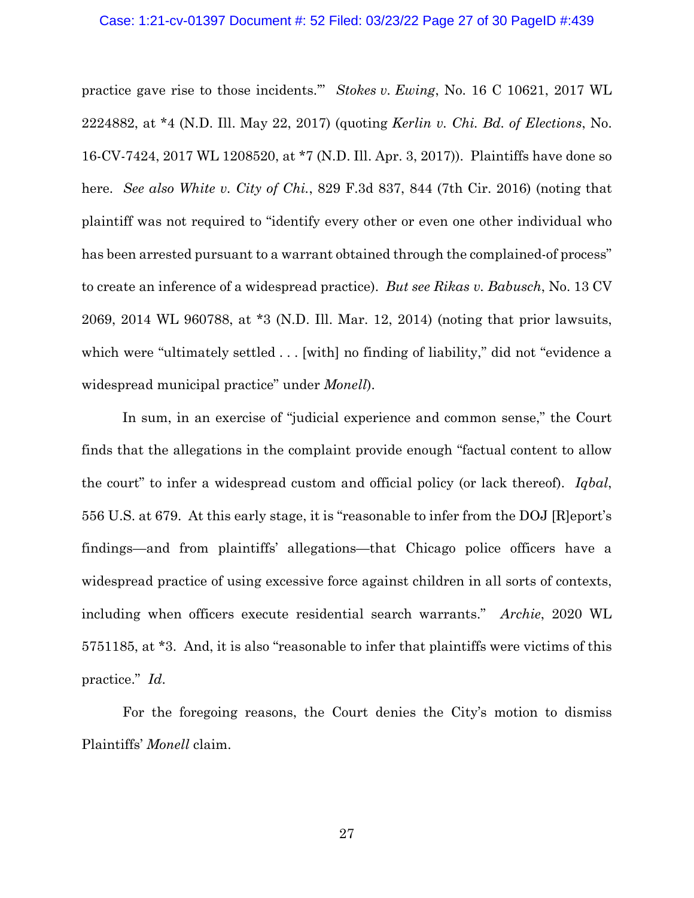practice gave rise to those incidents.'" *Stokes v. Ewing*, No. 16 C 10621, 2017 WL 2224882, at *4 (N.D. Ill. May 22, 2017) (quoting *Kerlin v. Chi. Bd. of Elections*, No. 16-CV-7424, 2017 WL 1208520, at *7 (N.D. Ill. Apr. 3, 2017)). Plaintiffs have done so here. *See also White v. City of Chi.*, 829 F.3d 837, 844 (7th Cir. 2016) (noting that plaintiff was not required to "identify every other or even one other individual who has been arrested pursuant to a warrant obtained through the complained-of process" to create an inference of a widespread practice). *But see Rikas v. Babusch*, No. 13 CV 2069, 2014 WL 960788, at *3 (N.D. Ill. Mar. 12, 2014) (noting that prior lawsuits, which were "ultimately settled . . . [with] no finding of liability," did not "evidence a widespread municipal practice" under *Monell*).

In sum, in an exercise of "judicial experience and common sense," the Court finds that the allegations in the complaint provide enough "factual content to allow the court" to infer a widespread custom and official policy (or lack thereof). *Iqbal*, 556 U.S. at 679. At this early stage, it is "reasonable to infer from the DOJ [R]eport's findings—and from plaintiffs' allegations—that Chicago police officers have a widespread practice of using excessive force against children in all sorts of contexts, including when officers execute residential search warrants." *Archie*, 2020 WL 5751185, at *3. And, it is also "reasonable to infer that plaintiffs were victims of this practice." *Id*.

For the foregoing reasons, the Court denies the City's motion to dismiss Plaintiffs' *Monell* claim.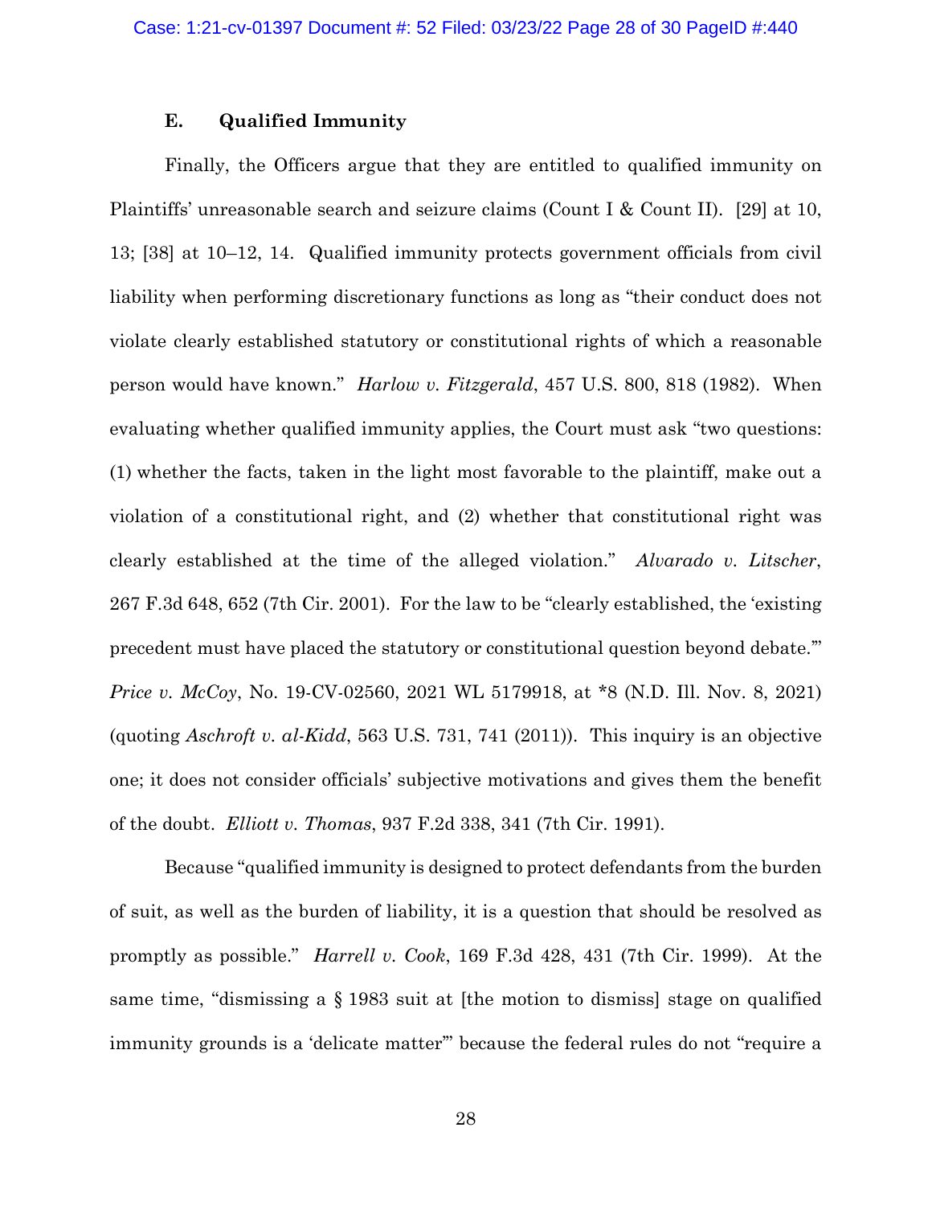### E. Qualified Immunity

Finally, the Officers argue that they are entitled to qualified immunity on Plaintiffs' unreasonable search and seizure claims (Count I & Count II). [29] at 10, 13; [38] at 10–12, 14. Qualified immunity protects government officials from civil liability when performing discretionary functions as long as "their conduct does not violate clearly established statutory or constitutional rights of which a reasonable person would have known." *Harlow v. Fitzgerald*, 457 U.S. 800, 818 (1982). When evaluating whether qualified immunity applies, the Court must ask "two questions: (1) whether the facts, taken in the light most favorable to the plaintiff, make out a violation of a constitutional right, and (2) whether that constitutional right was clearly established at the time of the alleged violation." *Alvarado v. Litscher*, 267 F.3d 648, 652 (7th Cir. 2001). For the law to be "clearly established, the 'existing precedent must have placed the statutory or constitutional question beyond debate.'" *Price v. McCoy*, No. 19-CV-02560, 2021 WL 5179918, at *8 (N.D. Ill. Nov. 8, 2021) (quoting *Aschroft v. al-Kidd*, 563 U.S. 731, 741 (2011)). This inquiry is an objective one; it does not consider officials' subjective motivations and gives them the benefit of the doubt. *Elliott v. Thomas*, 937 F.2d 338, 341 (7th Cir. 1991).

Because "qualified immunity is designed to protect defendants from the burden of suit, as well as the burden of liability, it is a question that should be resolved as promptly as possible." *Harrell v. Cook*, 169 F.3d 428, 431 (7th Cir. 1999). At the same time, "dismissing a § 1983 suit at [the motion to dismiss] stage on qualified immunity grounds is a 'delicate matter'" because the federal rules do not "require a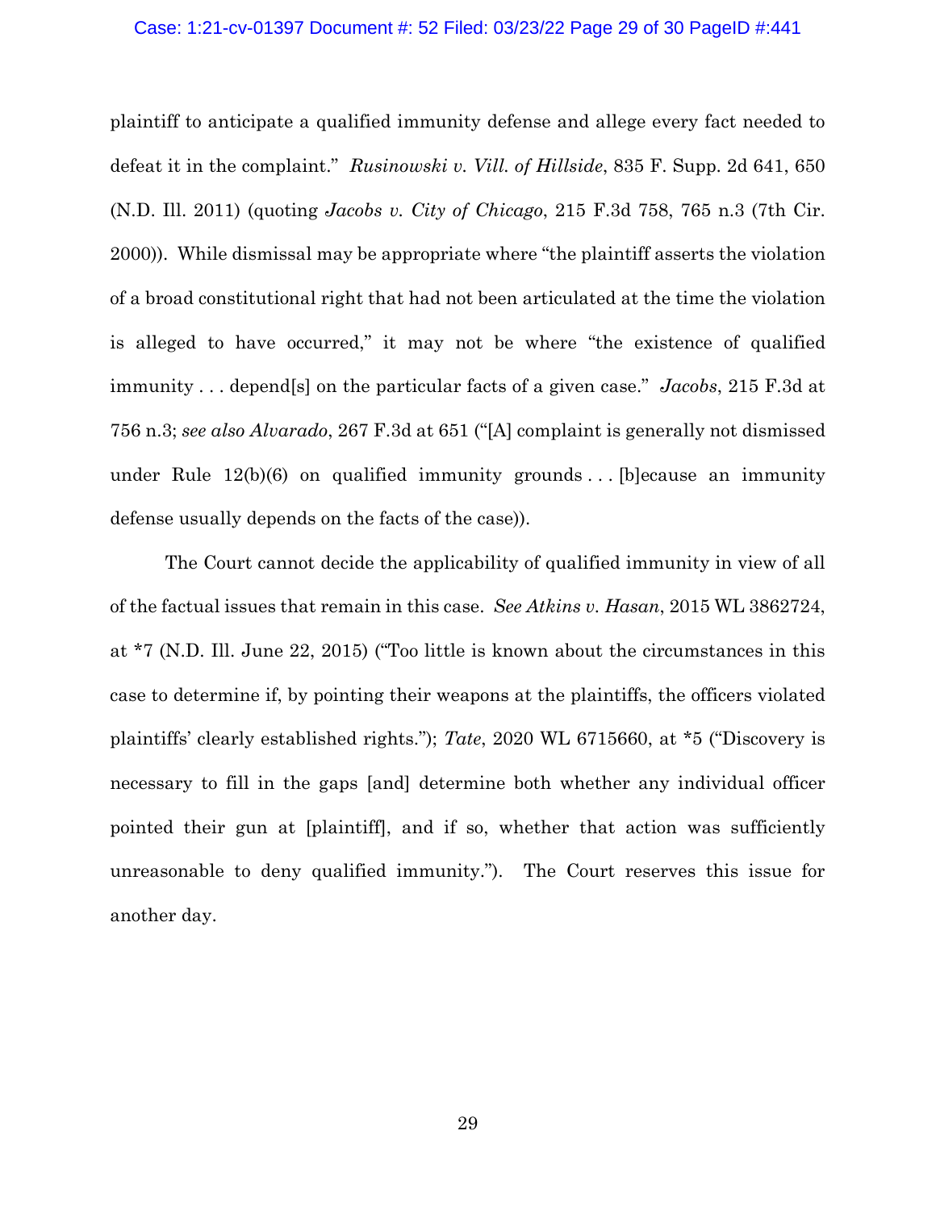plaintiff to anticipate a qualified immunity defense and allege every fact needed to defeat it in the complaint." *Rusinowski v. Vill. of Hillside*, 835 F. Supp. 2d 641, 650 (N.D. Ill. 2011) (quoting *Jacobs v. City of Chicago*, 215 F.3d 758, 765 n.3 (7th Cir. 2000)). While dismissal may be appropriate where "the plaintiff asserts the violation of a broad constitutional right that had not been articulated at the time the violation is alleged to have occurred," it may not be where "the existence of qualified immunity . . . depend[s] on the particular facts of a given case." *Jacobs*, 215 F.3d at 756 n.3; *see also Alvarado*, 267 F.3d at 651 ("[A] complaint is generally not dismissed under Rule 12(b)(6) on qualified immunity grounds . . . [b]ecause an immunity defense usually depends on the facts of the case)).

The Court cannot decide the applicability of qualified immunity in view of all of the factual issues that remain in this case. *See Atkins v. Hasan*, 2015 WL 3862724, at *7 (N.D. Ill. June 22, 2015) ("Too little is known about the circumstances in this case to determine if, by pointing their weapons at the plaintiffs, the officers violated plaintiffs' clearly established rights."); *Tate*, 2020 WL 6715660, at *5 ("Discovery is necessary to fill in the gaps [and] determine both whether any individual officer pointed their gun at [plaintiff], and if so, whether that action was sufficiently unreasonable to deny qualified immunity."). The Court reserves this issue for another day.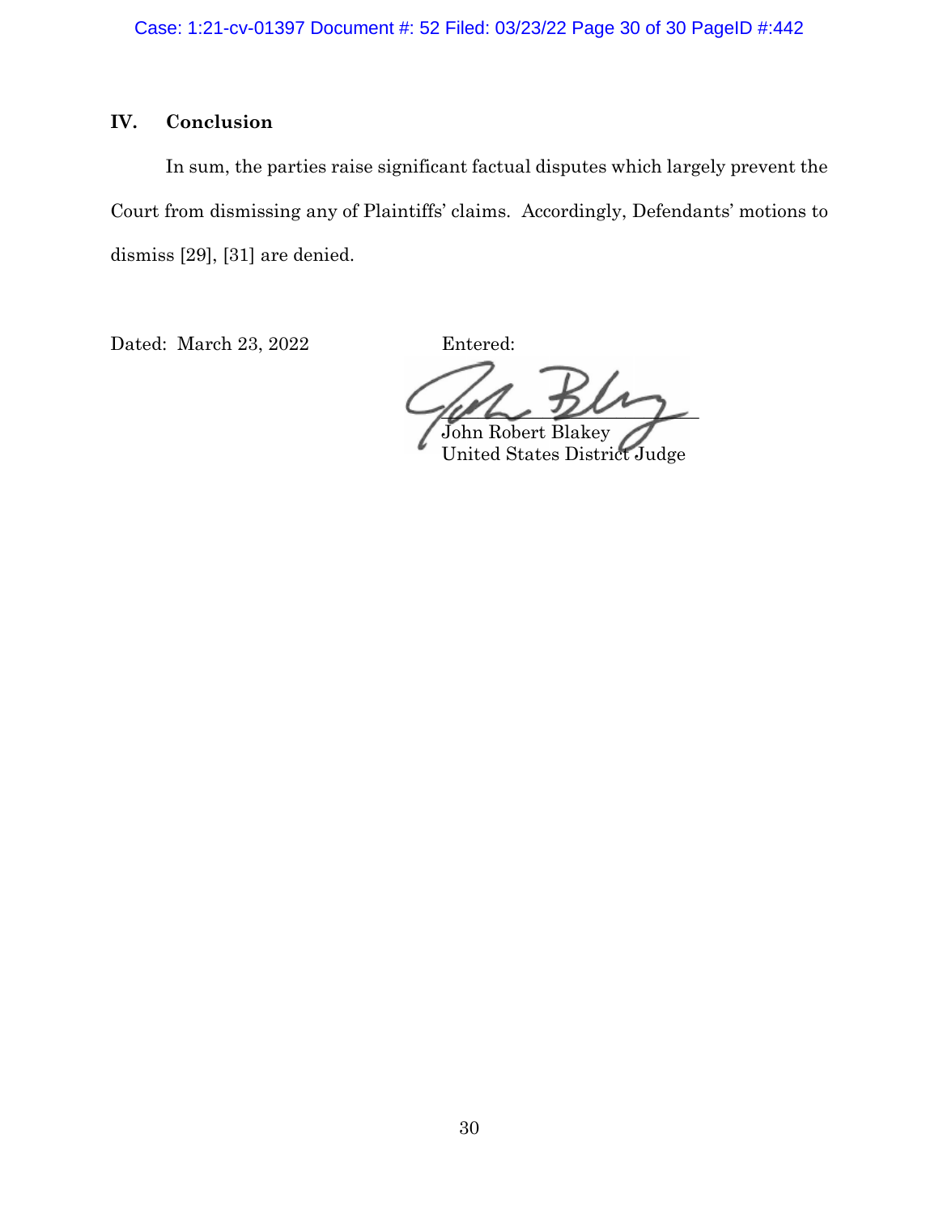## IV. Conclusion

In sum, the parties raise significant factual disputes which largely prevent the Court from dismissing any of Plaintiffs' claims. Accordingly, Defendants' motions to dismiss [29], [31] are denied.

Dated: March 23, 2022

Entered:

John Robert Blakey
United States District Judge